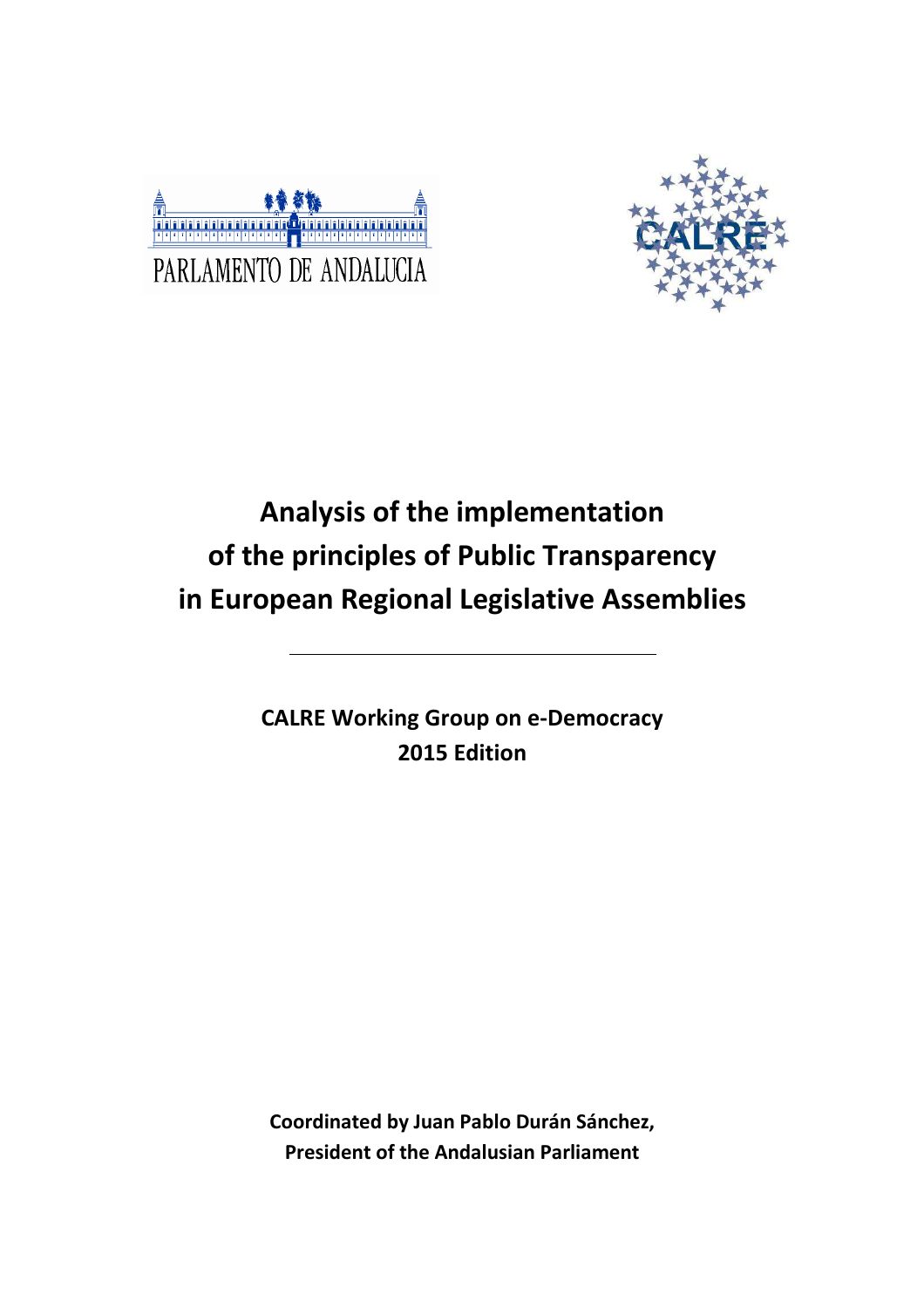PARLAMENTO DE ANDALUCIA

CALRE

# Analysis of the implementation of the principles of Public Transparency in European Regional Legislative Assemblies

**CALRE Working Group on e-Democracy**
**2015 Edition**

**Coordinated by Juan Pablo Durán Sánchez,**
**President of the Andalusian Parliament**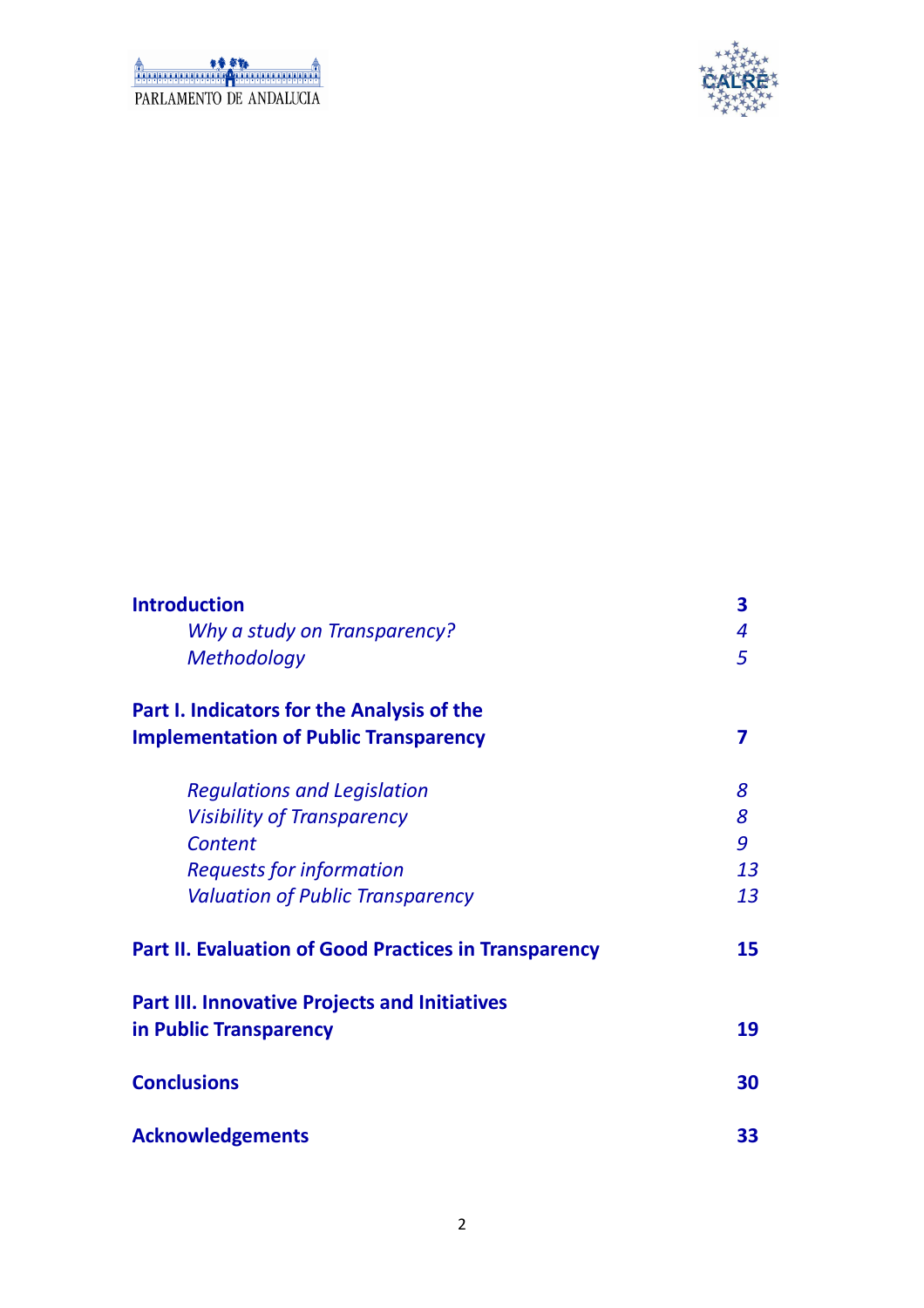PARLAMENTO DE ANDALUCIA

CALRE

| | |
|---|---|
| **Introduction** | **3** |
| *Why a study on Transparency?* | *4* |
| *Methodology* | *5* |
| **Part I. Indicators for the Analysis of the Implementation of Public Transparency** | **7** |
| *Regulations and Legislation* | *8* |
| *Visibility of Transparency* | *8* |
| *Content* | *9* |
| *Requests for information* | *13* |
| *Valuation of Public Transparency* | *13* |
| **Part II. Evaluation of Good Practices in Transparency** | **15** |
| **Part III. Innovative Projects and Initiatives in Public Transparency** | **19** |
| **Conclusions** | **30** |
| **Acknowledgements** | **33** |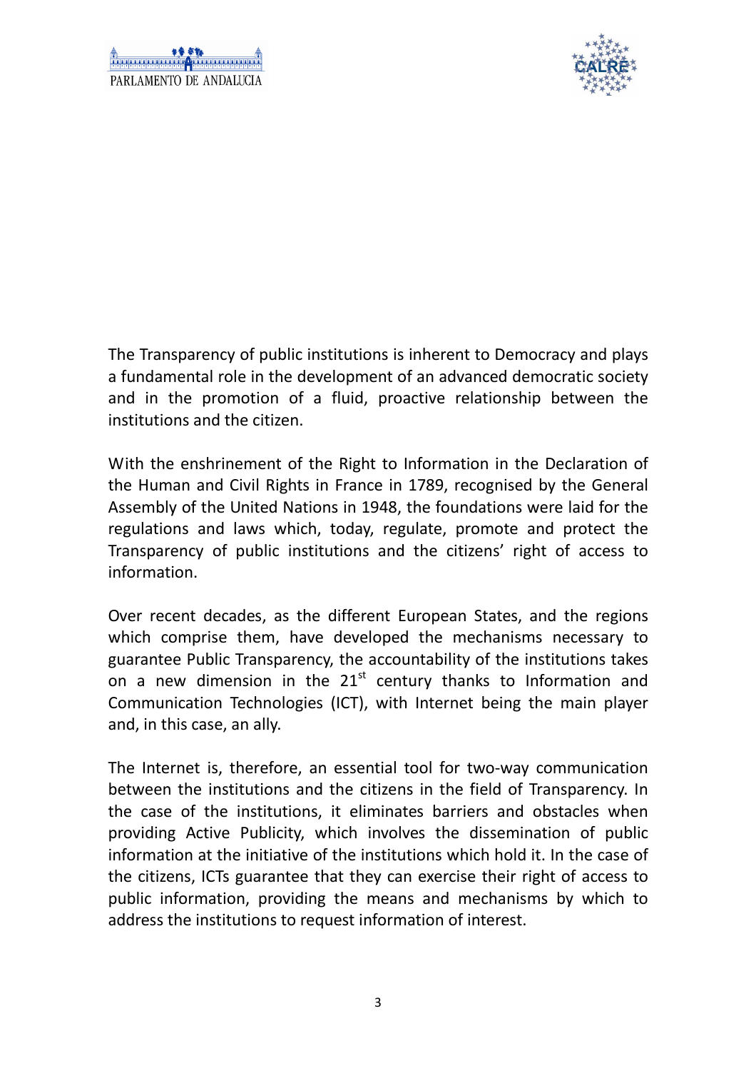The Transparency of public institutions is inherent to Democracy and plays a fundamental role in the development of an advanced democratic society and in the promotion of a fluid, proactive relationship between the institutions and the citizen.

With the enshrinement of the Right to Information in the Declaration of the Human and Civil Rights in France in 1789, recognised by the General Assembly of the United Nations in 1948, the foundations were laid for the regulations and laws which, today, regulate, promote and protect the Transparency of public institutions and the citizens' right of access to information.

Over recent decades, as the different European States, and the regions which comprise them, have developed the mechanisms necessary to guarantee Public Transparency, the accountability of the institutions takes on a new dimension in the 21st century thanks to Information and Communication Technologies (ICT), with Internet being the main player and, in this case, an ally.

The Internet is, therefore, an essential tool for two-way communication between the institutions and the citizens in the field of Transparency. In the case of the institutions, it eliminates barriers and obstacles when providing Active Publicity, which involves the dissemination of public information at the initiative of the institutions which hold it. In the case of the citizens, ICTs guarantee that they can exercise their right of access to public information, providing the means and mechanisms by which to address the institutions to request information of interest.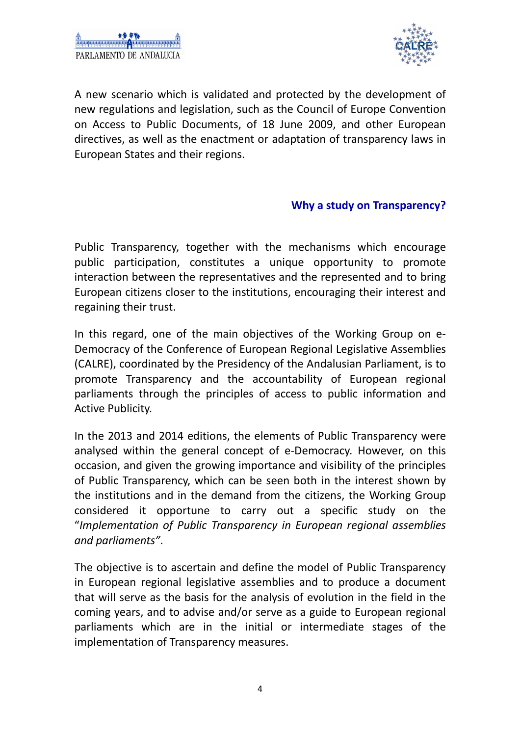A new scenario which is validated and protected by the development of new regulations and legislation, such as the Council of Europe Convention on Access to Public Documents, of 18 June 2009, and other European directives, as well as the enactment or adaptation of transparency laws in European States and their regions.

## Why a study on Transparency?

Public Transparency, together with the mechanisms which encourage public participation, constitutes a unique opportunity to promote interaction between the representatives and the represented and to bring European citizens closer to the institutions, encouraging their interest and regaining their trust.

In this regard, one of the main objectives of the Working Group on e-Democracy of the Conference of European Regional Legislative Assemblies (CALRE), coordinated by the Presidency of the Andalusian Parliament, is to promote Transparency and the accountability of European regional parliaments through the principles of access to public information and Active Publicity.

In the 2013 and 2014 editions, the elements of Public Transparency were analysed within the general concept of e-Democracy. However, on this occasion, and given the growing importance and visibility of the principles of Public Transparency, which can be seen both in the interest shown by the institutions and in the demand from the citizens, the Working Group considered it opportune to carry out a specific study on the "*Implementation of Public Transparency in European regional assemblies and parliaments"*.

The objective is to ascertain and define the model of Public Transparency in European regional legislative assemblies and to produce a document that will serve as the basis for the analysis of evolution in the field in the coming years, and to advise and/or serve as a guide to European regional parliaments which are in the initial or intermediate stages of the implementation of Transparency measures.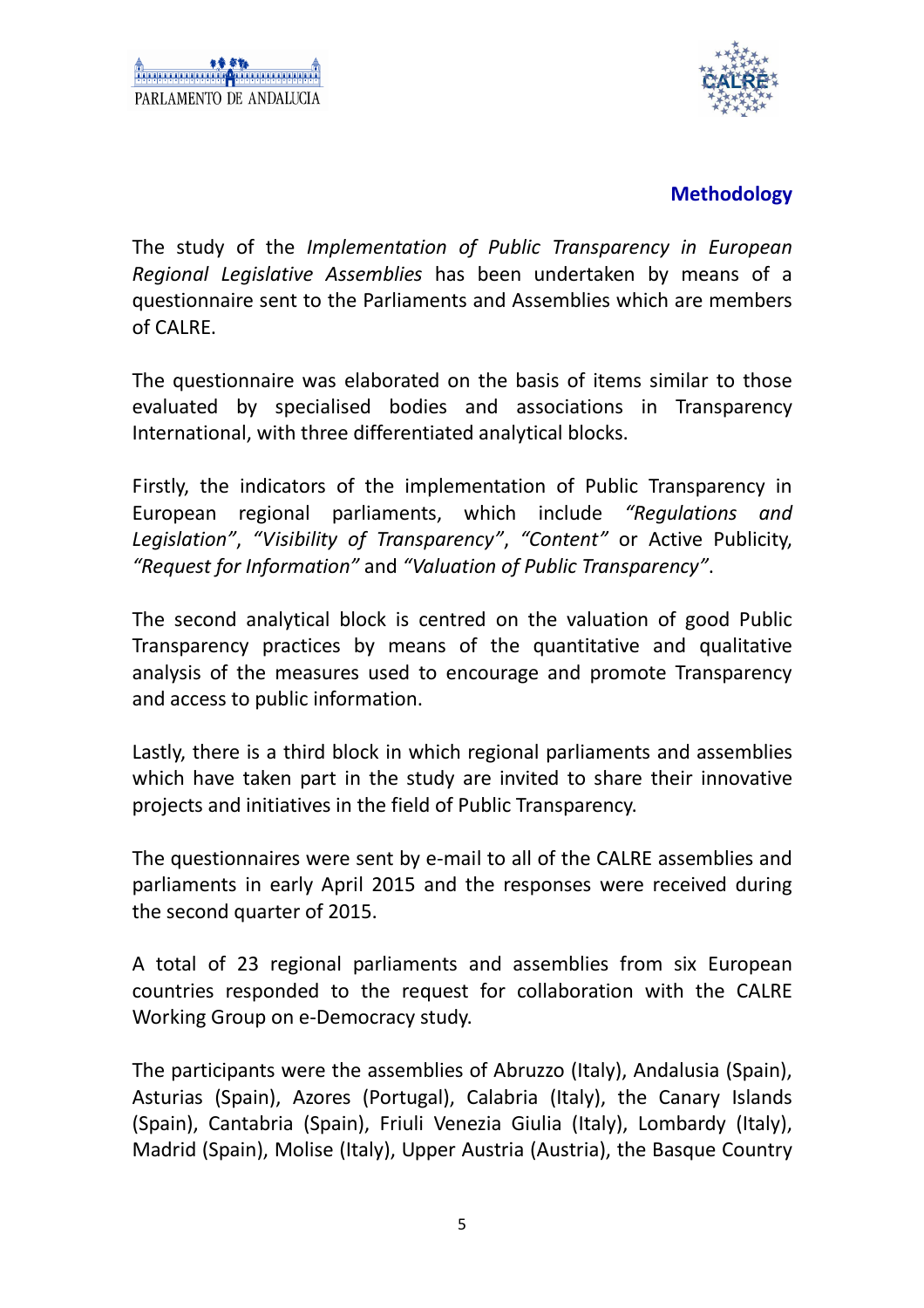## Methodology

The study of the *Implementation of Public Transparency in European Regional Legislative Assemblies* has been undertaken by means of a questionnaire sent to the Parliaments and Assemblies which are members of CALRE.

The questionnaire was elaborated on the basis of items similar to those evaluated by specialised bodies and associations in Transparency International, with three differentiated analytical blocks.

Firstly, the indicators of the implementation of Public Transparency in European regional parliaments, which include *"Regulations and Legislation"*, *"Visibility of Transparency"*, *"Content"* or Active Publicity, *"Request for Information"* and *"Valuation of Public Transparency"*.

The second analytical block is centred on the valuation of good Public Transparency practices by means of the quantitative and qualitative analysis of the measures used to encourage and promote Transparency and access to public information.

Lastly, there is a third block in which regional parliaments and assemblies which have taken part in the study are invited to share their innovative projects and initiatives in the field of Public Transparency.

The questionnaires were sent by e-mail to all of the CALRE assemblies and parliaments in early April 2015 and the responses were received during the second quarter of 2015.

A total of 23 regional parliaments and assemblies from six European countries responded to the request for collaboration with the CALRE Working Group on e-Democracy study.

The participants were the assemblies of Abruzzo (Italy), Andalusia (Spain), Asturias (Spain), Azores (Portugal), Calabria (Italy), the Canary Islands (Spain), Cantabria (Spain), Friuli Venezia Giulia (Italy), Lombardy (Italy), Madrid (Spain), Molise (Italy), Upper Austria (Austria), the Basque Country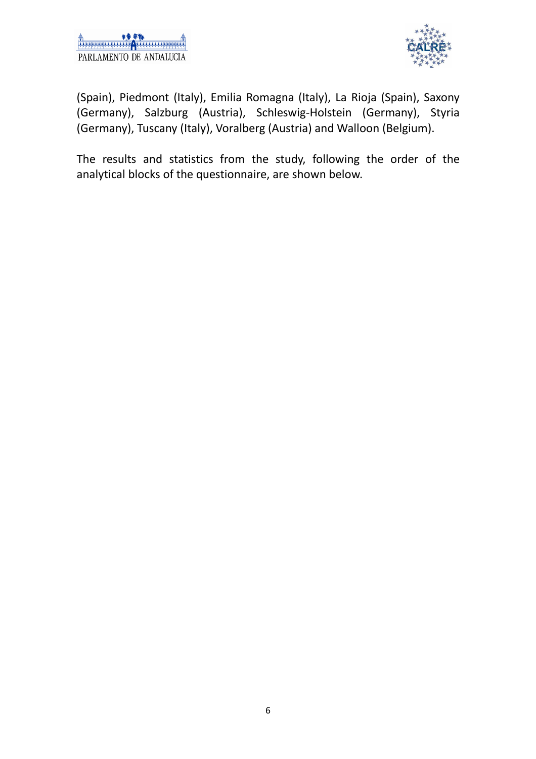(Spain), Piedmont (Italy), Emilia Romagna (Italy), La Rioja (Spain), Saxony (Germany), Salzburg (Austria), Schleswig-Holstein (Germany), Styria (Germany), Tuscany (Italy), Voralberg (Austria) and Walloon (Belgium).

The results and statistics from the study, following the order of the analytical blocks of the questionnaire, are shown below.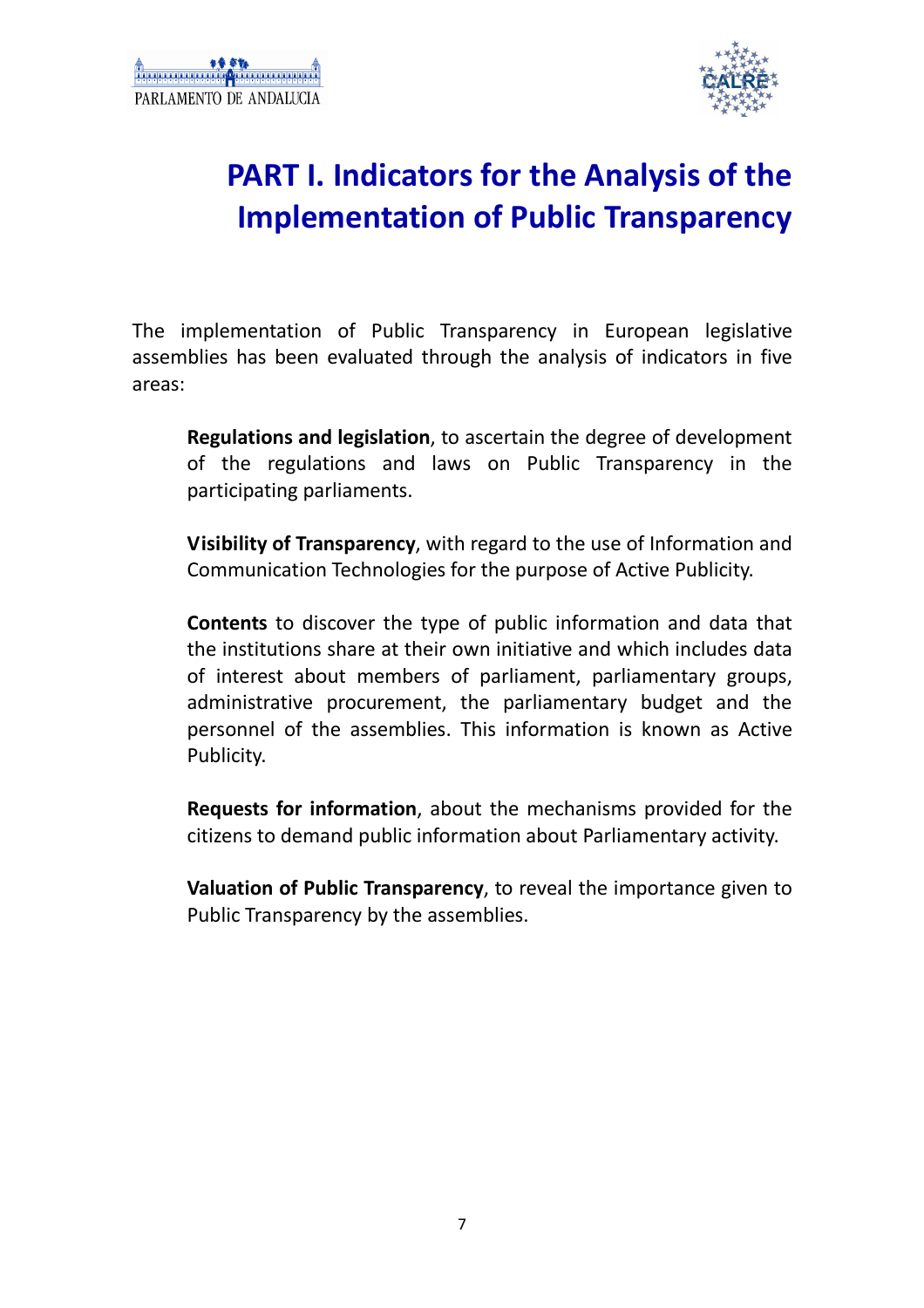# PART I. Indicators for the Analysis of the Implementation of Public Transparency

The implementation of Public Transparency in European legislative assemblies has been evaluated through the analysis of indicators in five areas:

**Regulations and legislation**, to ascertain the degree of development of the regulations and laws on Public Transparency in the participating parliaments.

**Visibility of Transparency**, with regard to the use of Information and Communication Technologies for the purpose of Active Publicity.

**Contents** to discover the type of public information and data that the institutions share at their own initiative and which includes data of interest about members of parliament, parliamentary groups, administrative procurement, the parliamentary budget and the personnel of the assemblies. This information is known as Active Publicity.

**Requests for information**, about the mechanisms provided for the citizens to demand public information about Parliamentary activity.

**Valuation of Public Transparency**, to reveal the importance given to Public Transparency by the assemblies.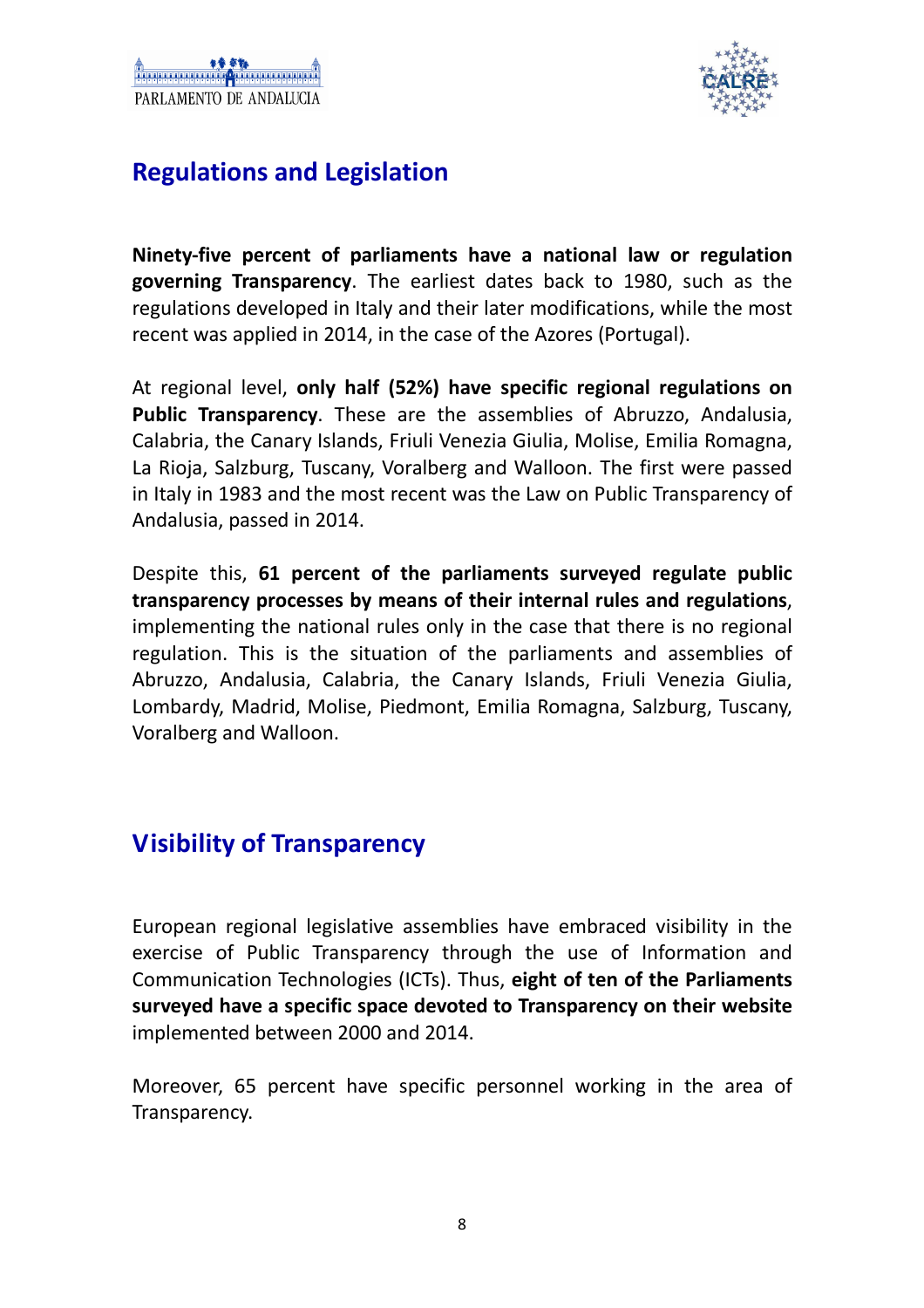## Regulations and Legislation

**Ninety-five percent of parliaments have a national law or regulation governing Transparency**. The earliest dates back to 1980, such as the regulations developed in Italy and their later modifications, while the most recent was applied in 2014, in the case of the Azores (Portugal).

At regional level, **only half (52%) have specific regional regulations on Public Transparency**. These are the assemblies of Abruzzo, Andalusia, Calabria, the Canary Islands, Friuli Venezia Giulia, Molise, Emilia Romagna, La Rioja, Salzburg, Tuscany, Voralberg and Walloon. The first were passed in Italy in 1983 and the most recent was the Law on Public Transparency of Andalusia, passed in 2014.

Despite this, **61 percent of the parliaments surveyed regulate public transparency processes by means of their internal rules and regulations**, implementing the national rules only in the case that there is no regional regulation. This is the situation of the parliaments and assemblies of Abruzzo, Andalusia, Calabria, the Canary Islands, Friuli Venezia Giulia, Lombardy, Madrid, Molise, Piedmont, Emilia Romagna, Salzburg, Tuscany, Voralberg and Walloon.

## Visibility of Transparency

European regional legislative assemblies have embraced visibility in the exercise of Public Transparency through the use of Information and Communication Technologies (ICTs). Thus, **eight of ten of the Parliaments surveyed have a specific space devoted to Transparency on their website** implemented between 2000 and 2014.

Moreover, 65 percent have specific personnel working in the area of Transparency.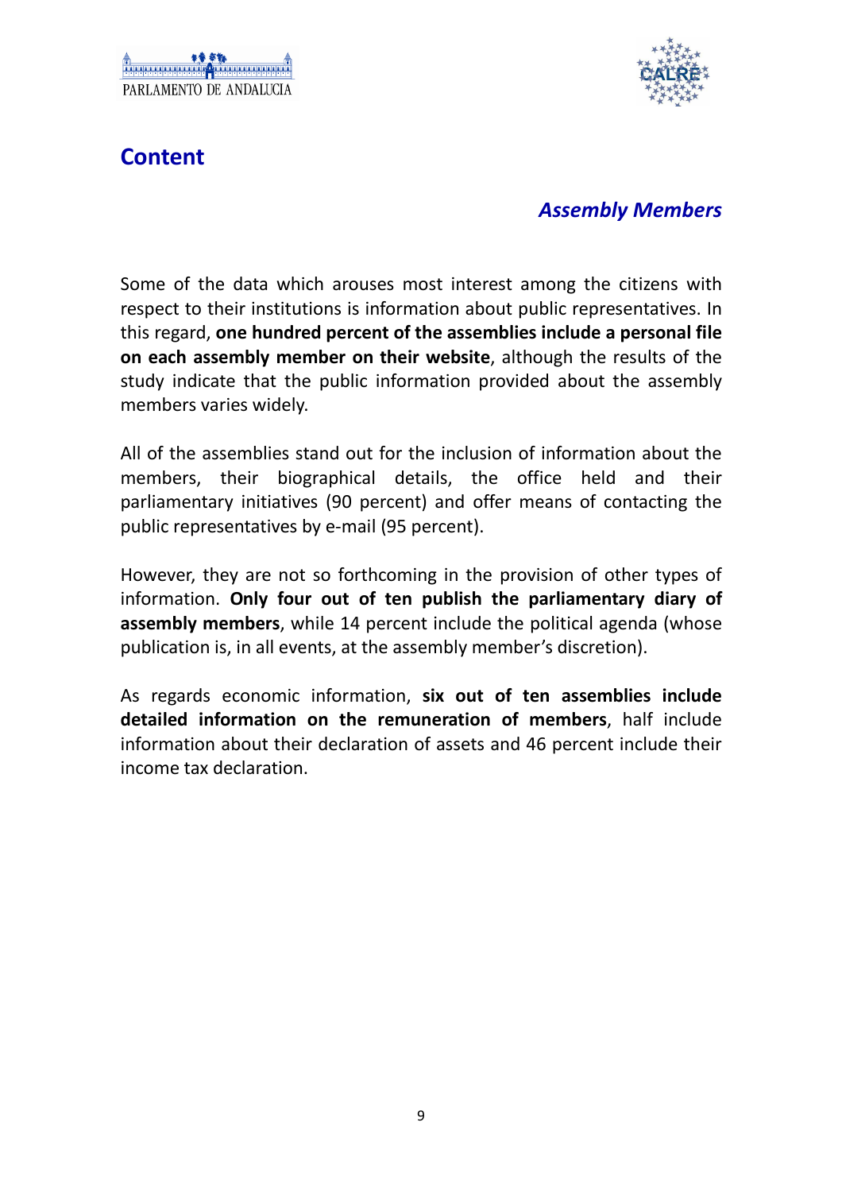## Content

### *Assembly Members*

Some of the data which arouses most interest among the citizens with respect to their institutions is information about public representatives. In this regard, **one hundred percent of the assemblies include a personal file on each assembly member on their website**, although the results of the study indicate that the public information provided about the assembly members varies widely.

All of the assemblies stand out for the inclusion of information about the members, their biographical details, the office held and their parliamentary initiatives (90 percent) and offer means of contacting the public representatives by e-mail (95 percent).

However, they are not so forthcoming in the provision of other types of information. **Only four out of ten publish the parliamentary diary of assembly members**, while 14 percent include the political agenda (whose publication is, in all events, at the assembly member's discretion).

As regards economic information, **six out of ten assemblies include detailed information on the remuneration of members**, half include information about their declaration of assets and 46 percent include their income tax declaration.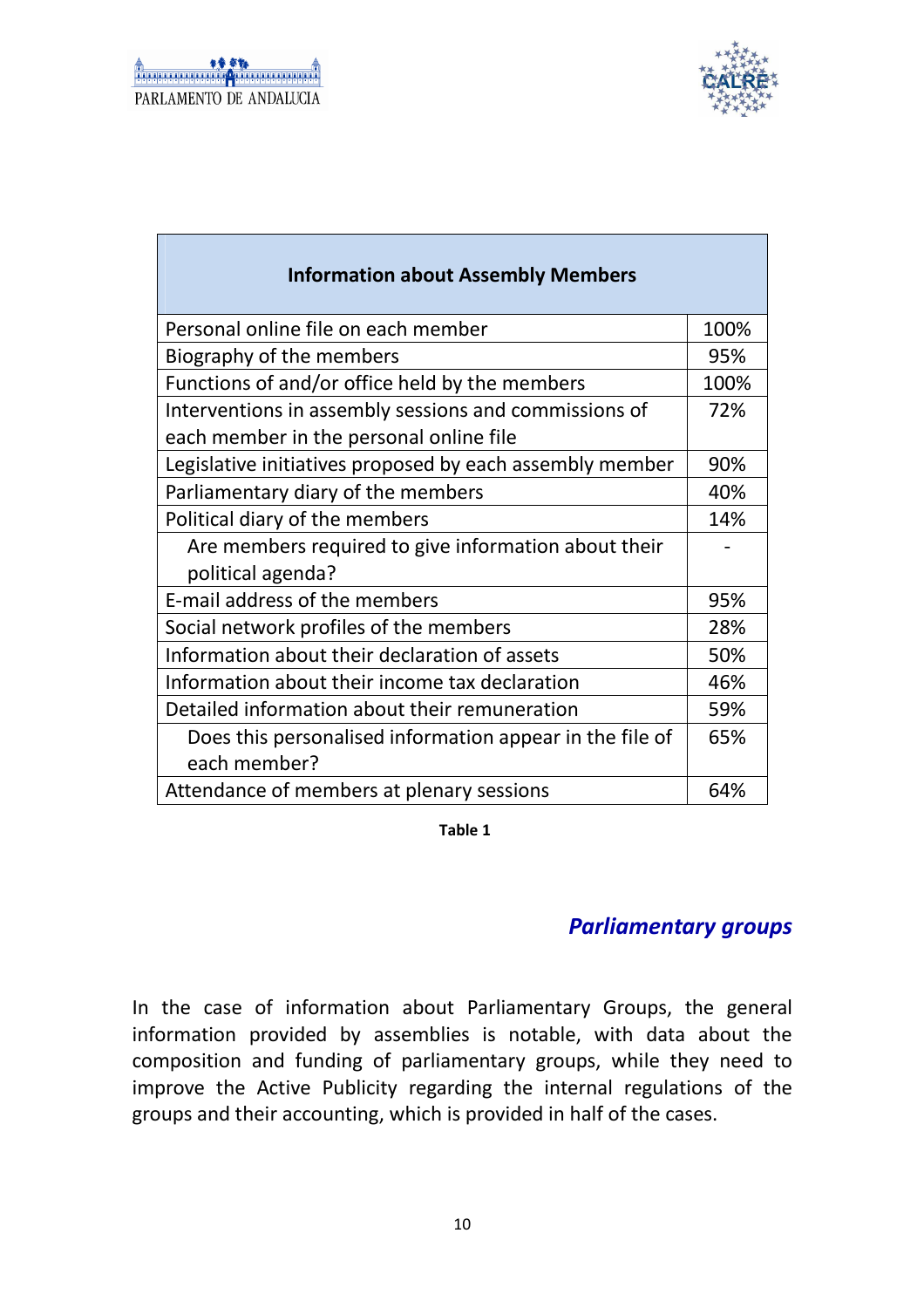| Information about Assembly Members | |
|---|---|
| Personal online file on each member | 100% |
| Biography of the members | 95% |
| Functions of and/or office held by the members | 100% |
| Interventions in assembly sessions and commissions of each member in the personal online file | 72% |
| Legislative initiatives proposed by each assembly member | 90% |
| Parliamentary diary of the members | 40% |
| Political diary of the members | 14% |
| Are members required to give information about their political agenda? | - |
| E-mail address of the members | 95% |
| Social network profiles of the members | 28% |
| Information about their declaration of assets | 50% |
| Information about their income tax declaration | 46% |
| Detailed information about their remuneration | 59% |
| Does this personalised information appear in the file of each member? | 65% |
| Attendance of members at plenary sessions | 64% |

**Table 1**

## *Parliamentary groups*

In the case of information about Parliamentary Groups, the general information provided by assemblies is notable, with data about the composition and funding of parliamentary groups, while they need to improve the Active Publicity regarding the internal regulations of the groups and their accounting, which is provided in half of the cases.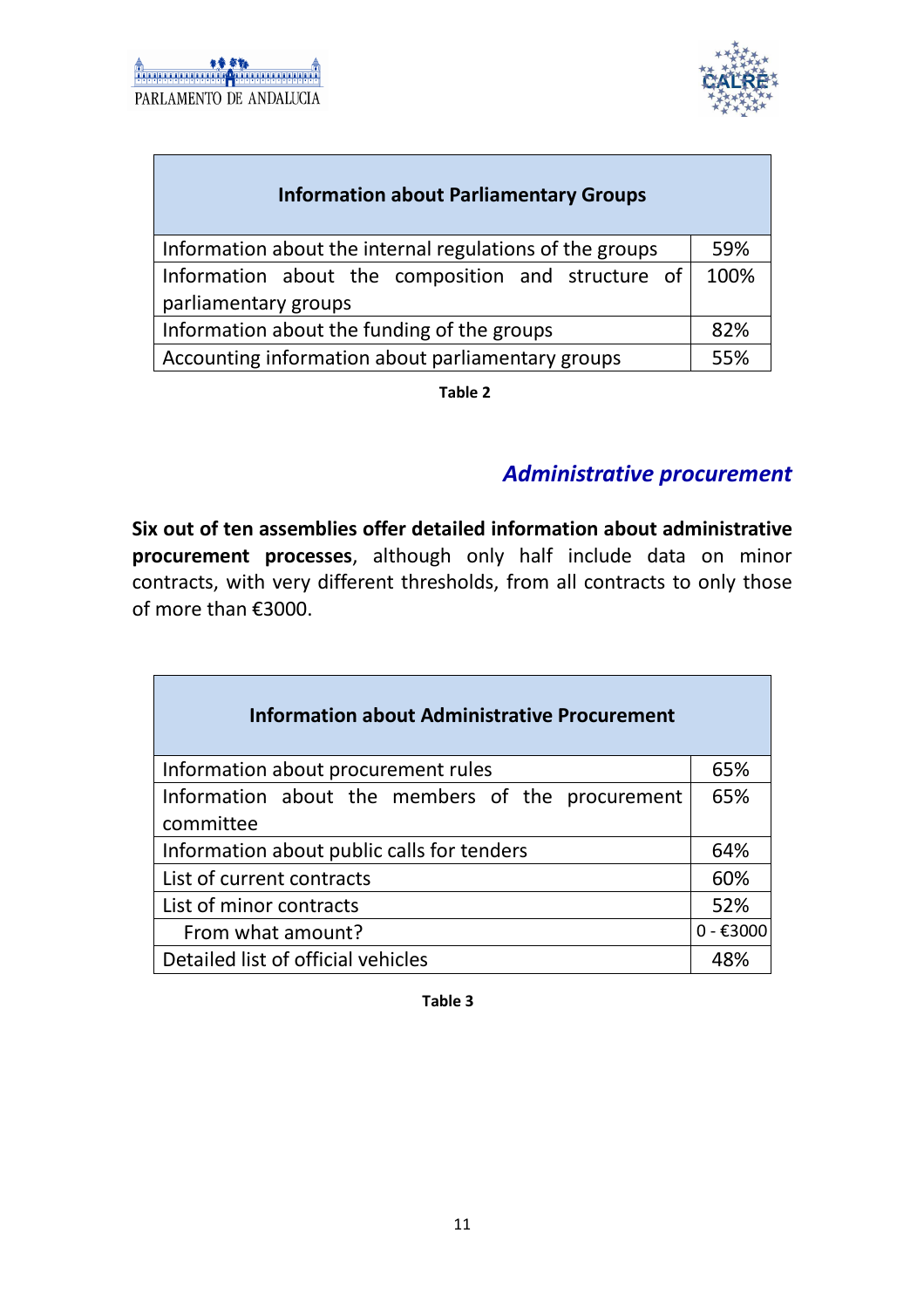| Information about Parliamentary Groups | |
|---|---|
| Information about the internal regulations of the groups | 59% |
| Information about the composition and structure of parliamentary groups | 100% |
| Information about the funding of the groups | 82% |
| Accounting information about parliamentary groups | 55% |

**Table 2**

## *Administrative procurement*

**Six out of ten assemblies offer detailed information about administrative procurement processes**, although only half include data on minor contracts, with very different thresholds, from all contracts to only those of more than €3000.

| Information about Administrative Procurement | |
|---|---|
| Information about procurement rules | 65% |
| Information about the members of the procurement committee | 65% |
| Information about public calls for tenders | 64% |
| List of current contracts | 60% |
| List of minor contracts | 52% |
| From what amount? | 0 - €3000 |
| Detailed list of official vehicles | 48% |

**Table 3**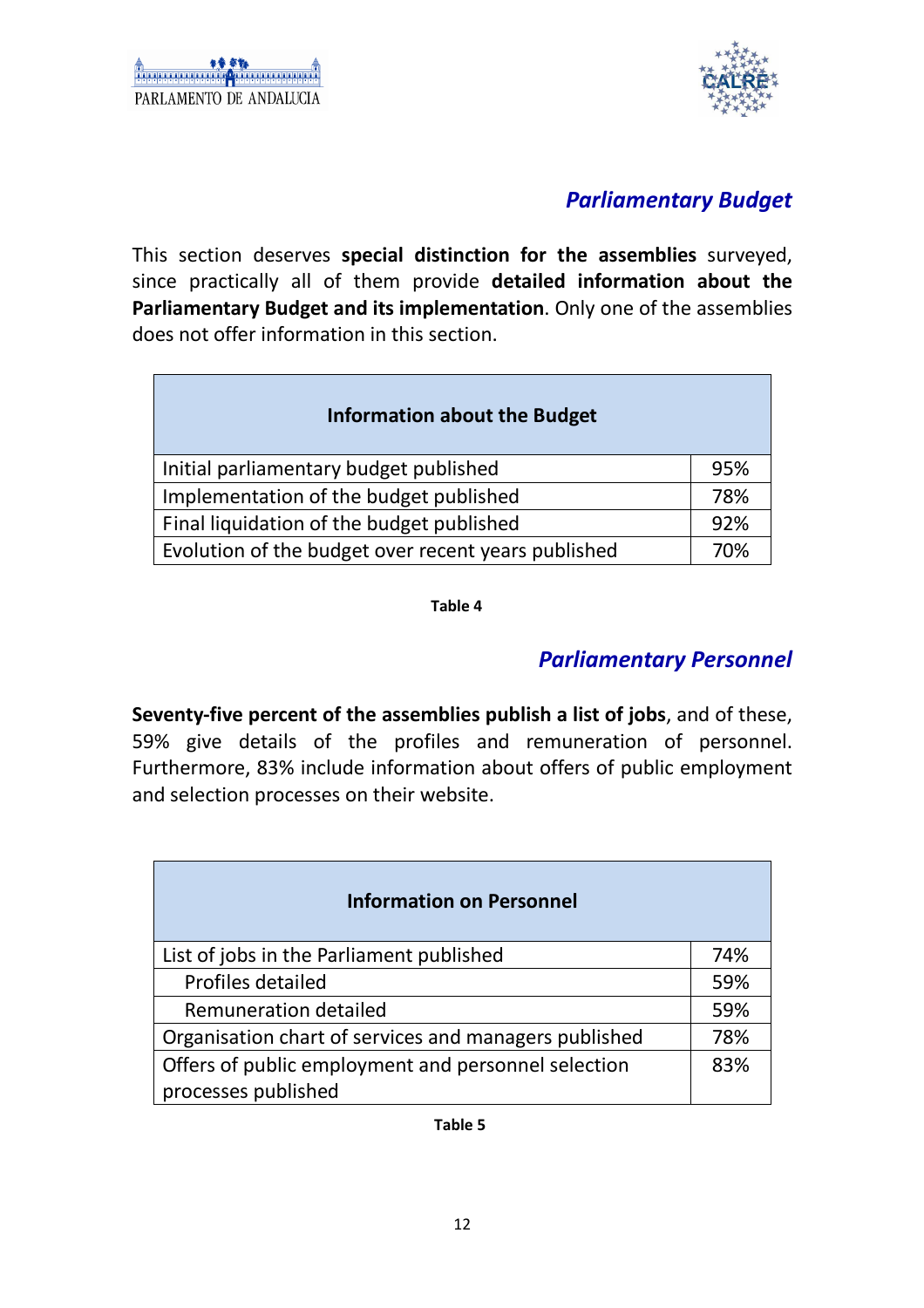## *Parliamentary Budget*

This section deserves **special distinction for the assemblies** surveyed, since practically all of them provide **detailed information about the Parliamentary Budget and its implementation**. Only one of the assemblies does not offer information in this section.

| Information about the Budget | |
|---|---|
| Initial parliamentary budget published | 95% |
| Implementation of the budget published | 78% |
| Final liquidation of the budget published | 92% |
| Evolution of the budget over recent years published | 70% |

**Table 4**

## *Parliamentary Personnel*

**Seventy-five percent of the assemblies publish a list of jobs**, and of these, 59% give details of the profiles and remuneration of personnel. Furthermore, 83% include information about offers of public employment and selection processes on their website.

| Information on Personnel | |
|---|---|
| List of jobs in the Parliament published | 74% |
| Profiles detailed | 59% |
| Remuneration detailed | 59% |
| Organisation chart of services and managers published | 78% |
| Offers of public employment and personnel selection processes published | 83% |

**Table 5**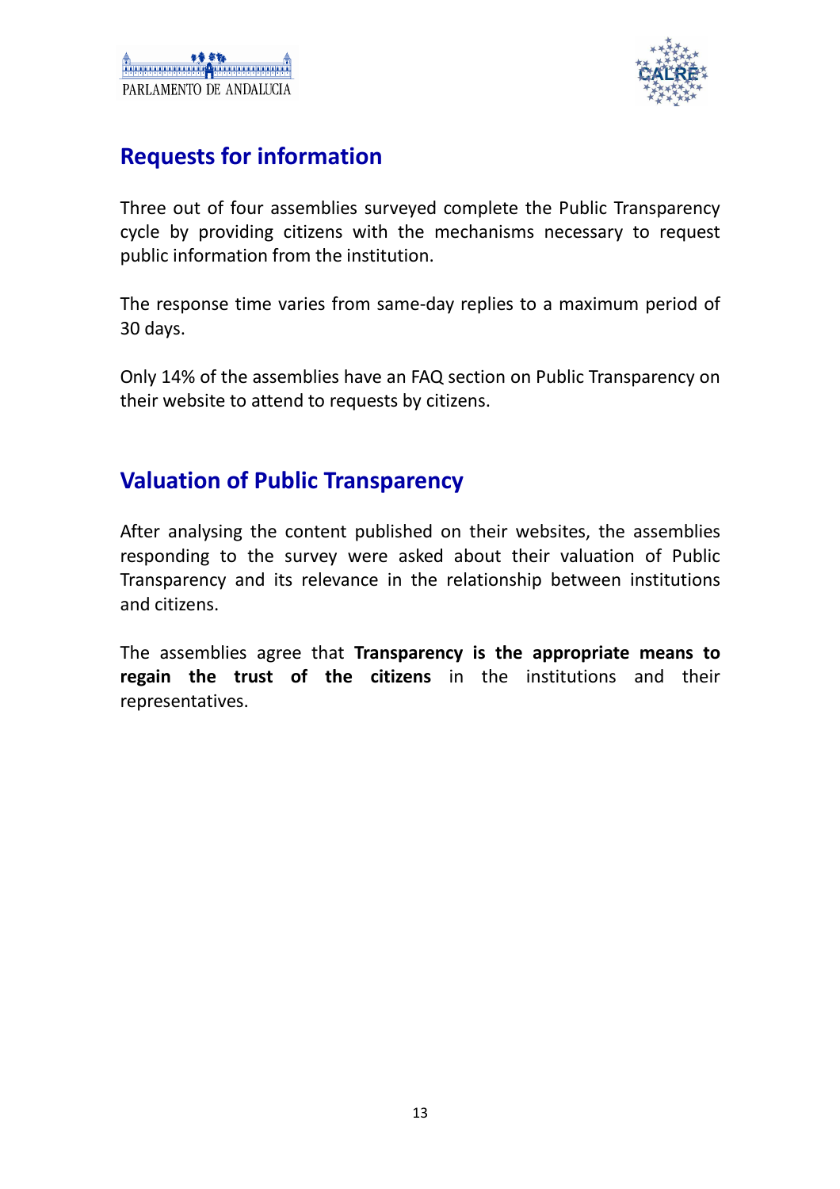## Requests for information

Three out of four assemblies surveyed complete the Public Transparency cycle by providing citizens with the mechanisms necessary to request public information from the institution.

The response time varies from same-day replies to a maximum period of 30 days.

Only 14% of the assemblies have an FAQ section on Public Transparency on their website to attend to requests by citizens.

## Valuation of Public Transparency

After analysing the content published on their websites, the assemblies responding to the survey were asked about their valuation of Public Transparency and its relevance in the relationship between institutions and citizens.

The assemblies agree that **Transparency is the appropriate means to regain the trust of the citizens** in the institutions and their representatives.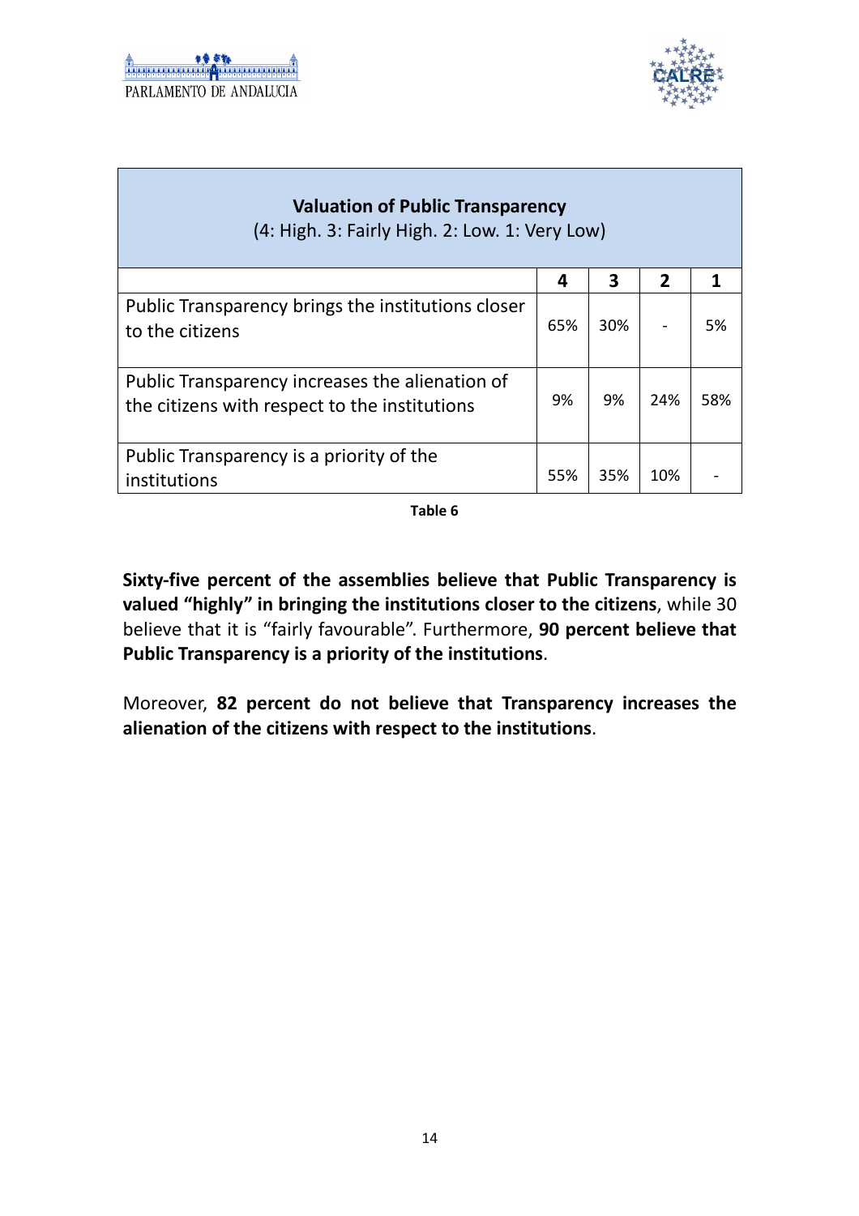| **Valuation of Public Transparency** (4: High. 3: Fairly High. 2: Low. 1: Very Low) | | | | |
|---|---|---|---|---|
| | **4** | **3** | **2** | **1** |
| Public Transparency brings the institutions closer to the citizens | 65% | 30% | - | 5% |
| Public Transparency increases the alienation of the citizens with respect to the institutions | 9% | 9% | 24% | 58% |
| Public Transparency is a priority of the institutions | 55% | 35% | 10% | - |

**Table 6**

**Sixty-five percent of the assemblies believe that Public Transparency is valued "highly" in bringing the institutions closer to the citizens**, while 30 believe that it is "fairly favourable". Furthermore, **90 percent believe that Public Transparency is a priority of the institutions**.

Moreover, **82 percent do not believe that Transparency increases the alienation of the citizens with respect to the institutions**.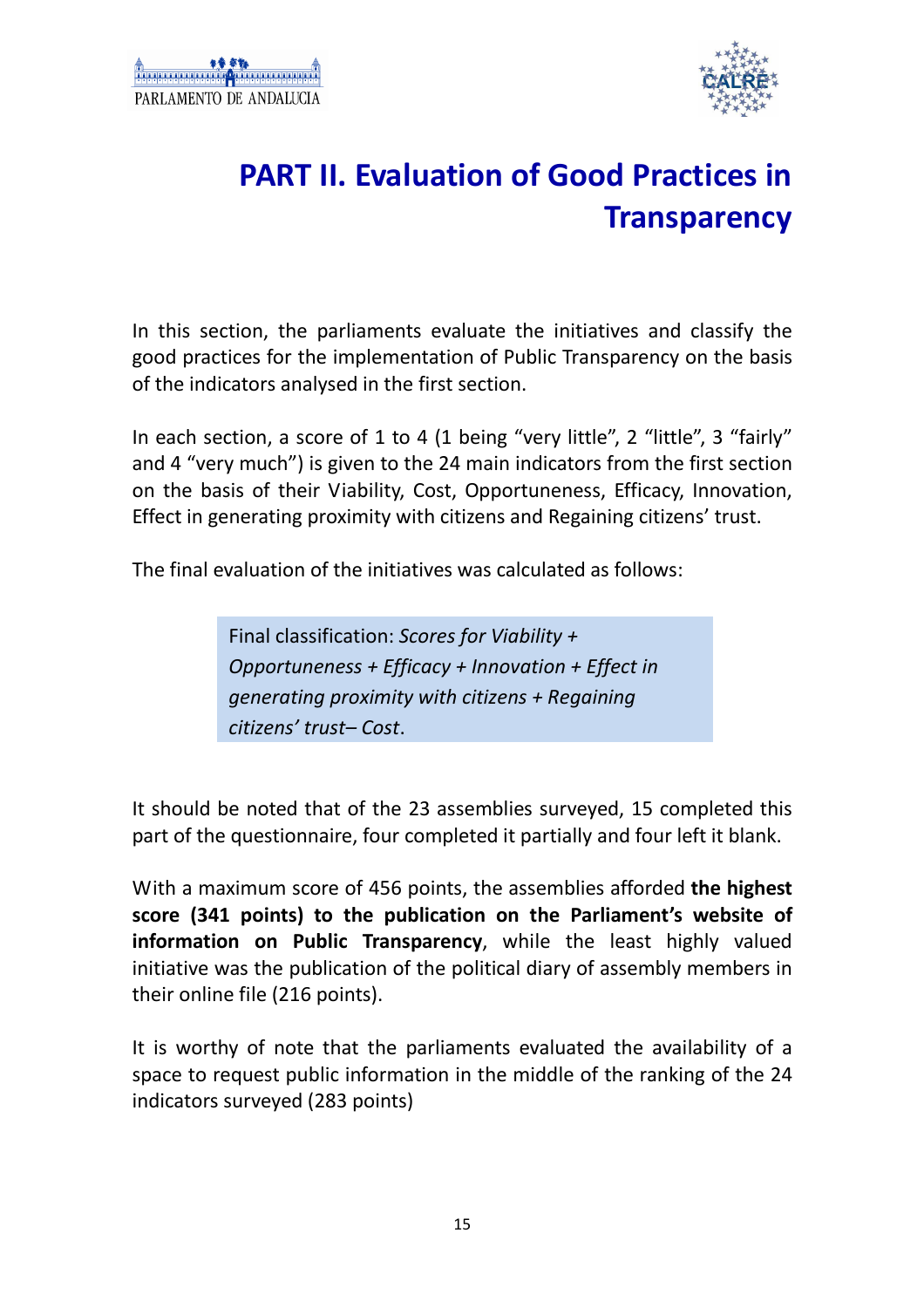# PART II. Evaluation of Good Practices in Transparency

In this section, the parliaments evaluate the initiatives and classify the good practices for the implementation of Public Transparency on the basis of the indicators analysed in the first section.

In each section, a score of 1 to 4 (1 being "very little", 2 "little", 3 "fairly" and 4 "very much") is given to the 24 main indicators from the first section on the basis of their Viability, Cost, Opportuneness, Efficacy, Innovation, Effect in generating proximity with citizens and Regaining citizens' trust.

The final evaluation of the initiatives was calculated as follows:

> Final classification: *Scores for Viability + Opportuneness + Efficacy + Innovation + Effect in generating proximity with citizens + Regaining citizens' trust– Cost*.

It should be noted that of the 23 assemblies surveyed, 15 completed this part of the questionnaire, four completed it partially and four left it blank.

With a maximum score of 456 points, the assemblies afforded **the highest score (341 points) to the publication on the Parliament's website of information on Public Transparency**, while the least highly valued initiative was the publication of the political diary of assembly members in their online file (216 points).

It is worthy of note that the parliaments evaluated the availability of a space to request public information in the middle of the ranking of the 24 indicators surveyed (283 points)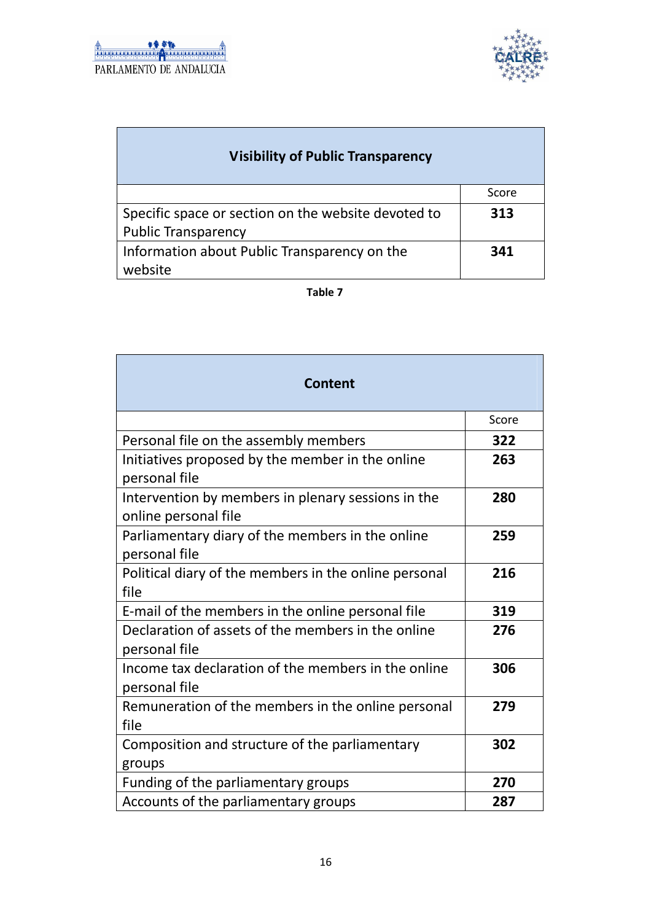| Visibility of Public Transparency | |
|---|---|
| | Score |
| Specific space or section on the website devoted to Public Transparency | **313** |
| Information about Public Transparency on the website | **341** |

**Table 7**

| Content | |
|---|---|
| | Score |
| Personal file on the assembly members | **322** |
| Initiatives proposed by the member in the online personal file | **263** |
| Intervention by members in plenary sessions in the online personal file | **280** |
| Parliamentary diary of the members in the online personal file | **259** |
| Political diary of the members in the online personal file | **216** |
| E-mail of the members in the online personal file | **319** |
| Declaration of assets of the members in the online personal file | **276** |
| Income tax declaration of the members in the online personal file | **306** |
| Remuneration of the members in the online personal file | **279** |
| Composition and structure of the parliamentary groups | **302** |
| Funding of the parliamentary groups | **270** |
| Accounts of the parliamentary groups | **287** |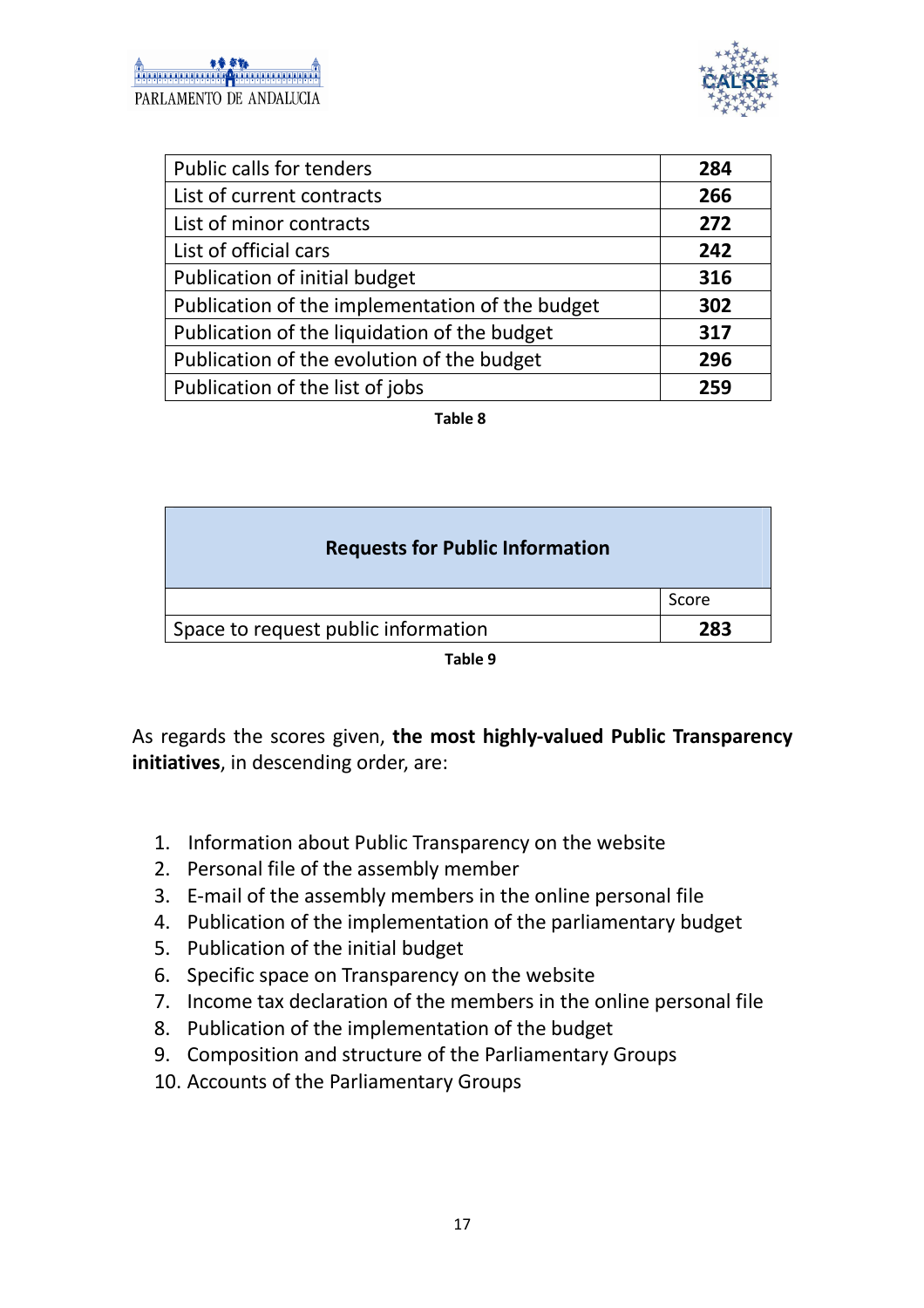| | |
|---|---|
| Public calls for tenders | **284** |
| List of current contracts | **266** |
| List of minor contracts | **272** |
| List of official cars | **242** |
| Publication of initial budget | **316** |
| Publication of the implementation of the budget | **302** |
| Publication of the liquidation of the budget | **317** |
| Publication of the evolution of the budget | **296** |
| Publication of the list of jobs | **259** |

**Table 8**

| **Requests for Public Information** | |
|---|---|
| | Score |
| Space to request public information | **283** |

**Table 9**

As regards the scores given, **the most highly-valued Public Transparency initiatives**, in descending order, are:

1. Information about Public Transparency on the website
2. Personal file of the assembly member
3. E-mail of the assembly members in the online personal file
4. Publication of the implementation of the parliamentary budget
5. Publication of the initial budget
6. Specific space on Transparency on the website
7. Income tax declaration of the members in the online personal file
8. Publication of the implementation of the budget
9. Composition and structure of the Parliamentary Groups
10. Accounts of the Parliamentary Groups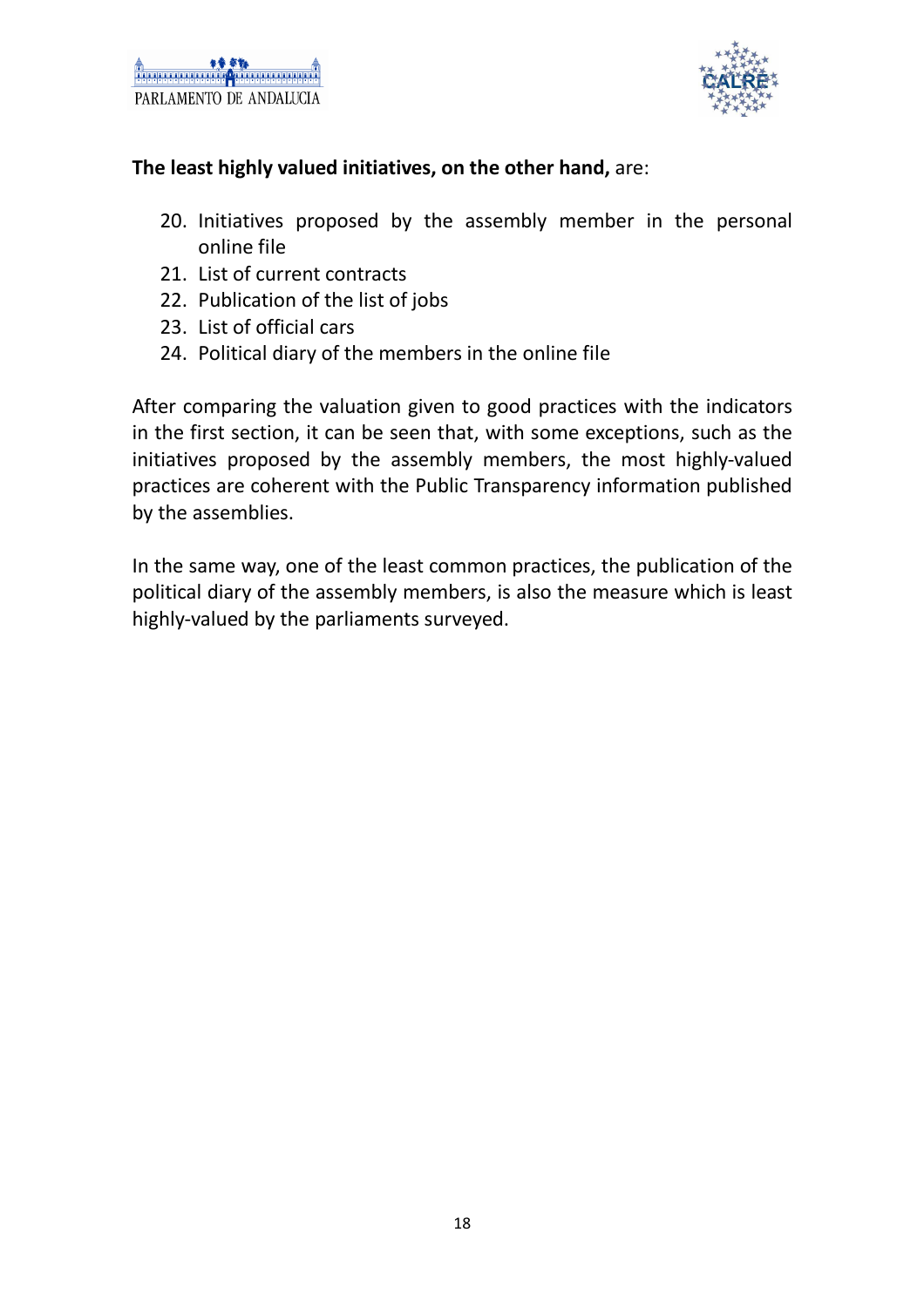**The least highly valued initiatives, on the other hand,** are:

20. Initiatives proposed by the assembly member in the personal online file
21. List of current contracts
22. Publication of the list of jobs
23. List of official cars
24. Political diary of the members in the online file

After comparing the valuation given to good practices with the indicators in the first section, it can be seen that, with some exceptions, such as the initiatives proposed by the assembly members, the most highly-valued practices are coherent with the Public Transparency information published by the assemblies.

In the same way, one of the least common practices, the publication of the political diary of the assembly members, is also the measure which is least highly-valued by the parliaments surveyed.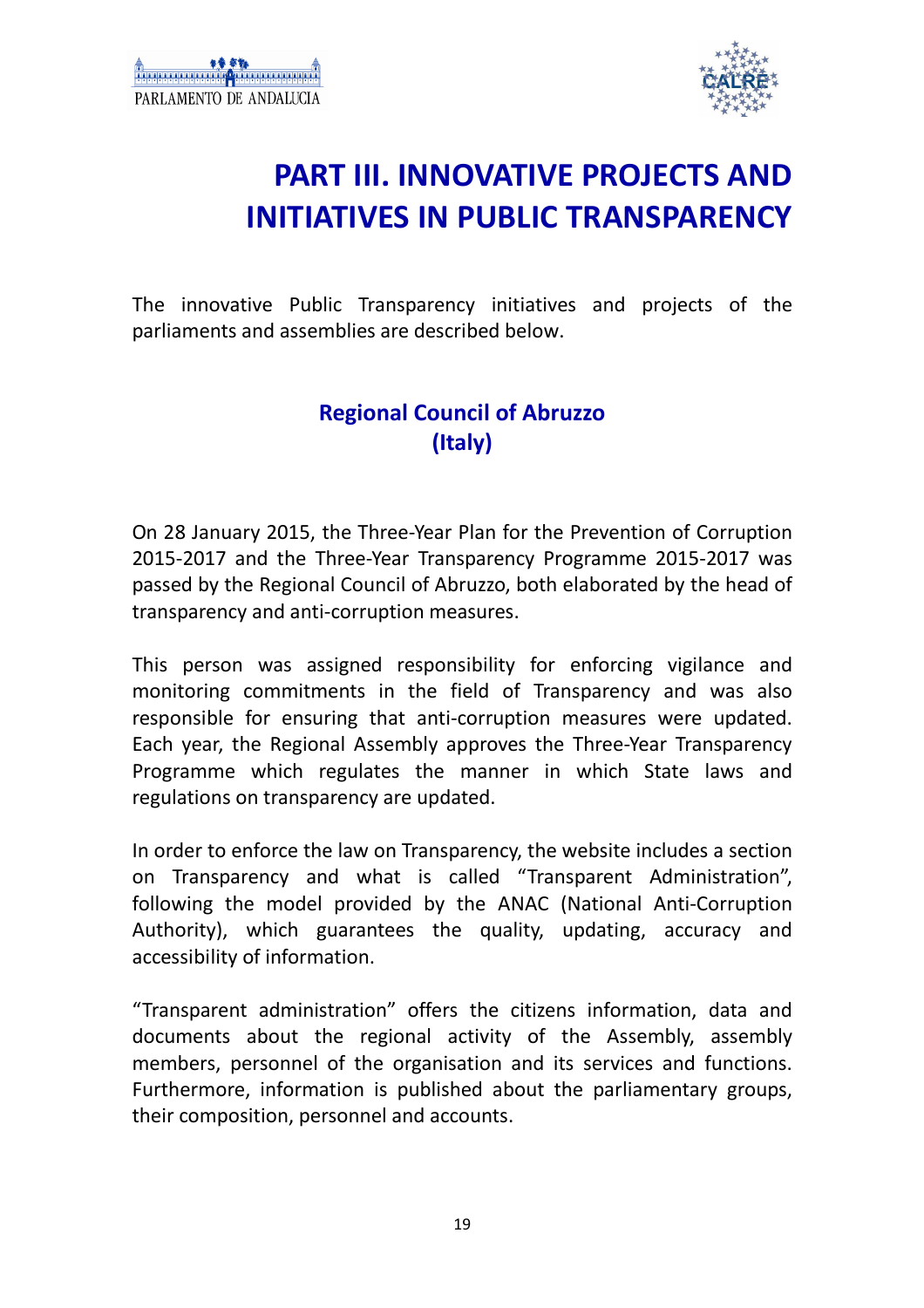# PART III. INNOVATIVE PROJECTS AND INITIATIVES IN PUBLIC TRANSPARENCY

The innovative Public Transparency initiatives and projects of the parliaments and assemblies are described below.

## Regional Council of Abruzzo (Italy)

On 28 January 2015, the Three-Year Plan for the Prevention of Corruption 2015-2017 and the Three-Year Transparency Programme 2015-2017 was passed by the Regional Council of Abruzzo, both elaborated by the head of transparency and anti-corruption measures.

This person was assigned responsibility for enforcing vigilance and monitoring commitments in the field of Transparency and was also responsible for ensuring that anti-corruption measures were updated. Each year, the Regional Assembly approves the Three-Year Transparency Programme which regulates the manner in which State laws and regulations on transparency are updated.

In order to enforce the law on Transparency, the website includes a section on Transparency and what is called "Transparent Administration", following the model provided by the ANAC (National Anti-Corruption Authority), which guarantees the quality, updating, accuracy and accessibility of information.

"Transparent administration" offers the citizens information, data and documents about the regional activity of the Assembly, assembly members, personnel of the organisation and its services and functions. Furthermore, information is published about the parliamentary groups, their composition, personnel and accounts.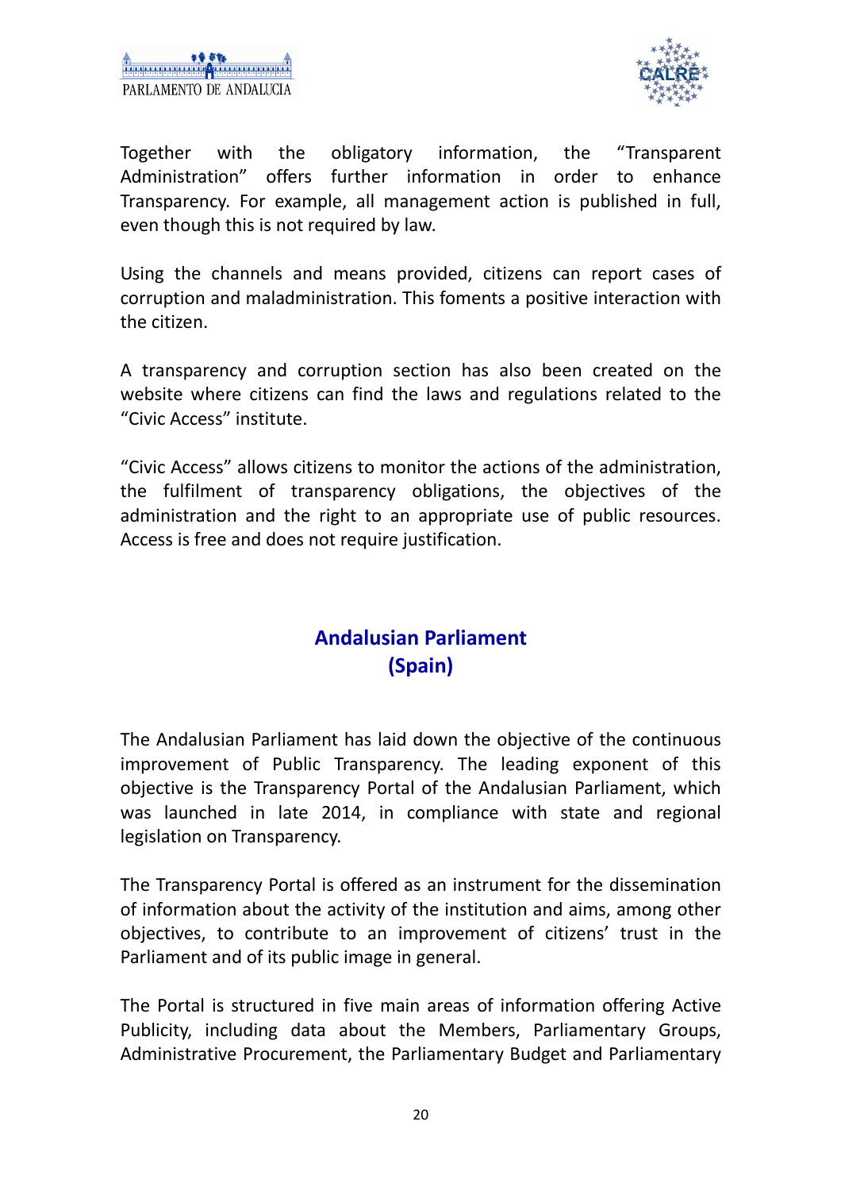Together with the obligatory information, the "Transparent Administration" offers further information in order to enhance Transparency. For example, all management action is published in full, even though this is not required by law.

Using the channels and means provided, citizens can report cases of corruption and maladministration. This foments a positive interaction with the citizen.

A transparency and corruption section has also been created on the website where citizens can find the laws and regulations related to the "Civic Access" institute.

"Civic Access" allows citizens to monitor the actions of the administration, the fulfilment of transparency obligations, the objectives of the administration and the right to an appropriate use of public resources. Access is free and does not require justification.

## Andalusian Parliament (Spain)

The Andalusian Parliament has laid down the objective of the continuous improvement of Public Transparency. The leading exponent of this objective is the Transparency Portal of the Andalusian Parliament, which was launched in late 2014, in compliance with state and regional legislation on Transparency.

The Transparency Portal is offered as an instrument for the dissemination of information about the activity of the institution and aims, among other objectives, to contribute to an improvement of citizens' trust in the Parliament and of its public image in general.

The Portal is structured in five main areas of information offering Active Publicity, including data about the Members, Parliamentary Groups, Administrative Procurement, the Parliamentary Budget and Parliamentary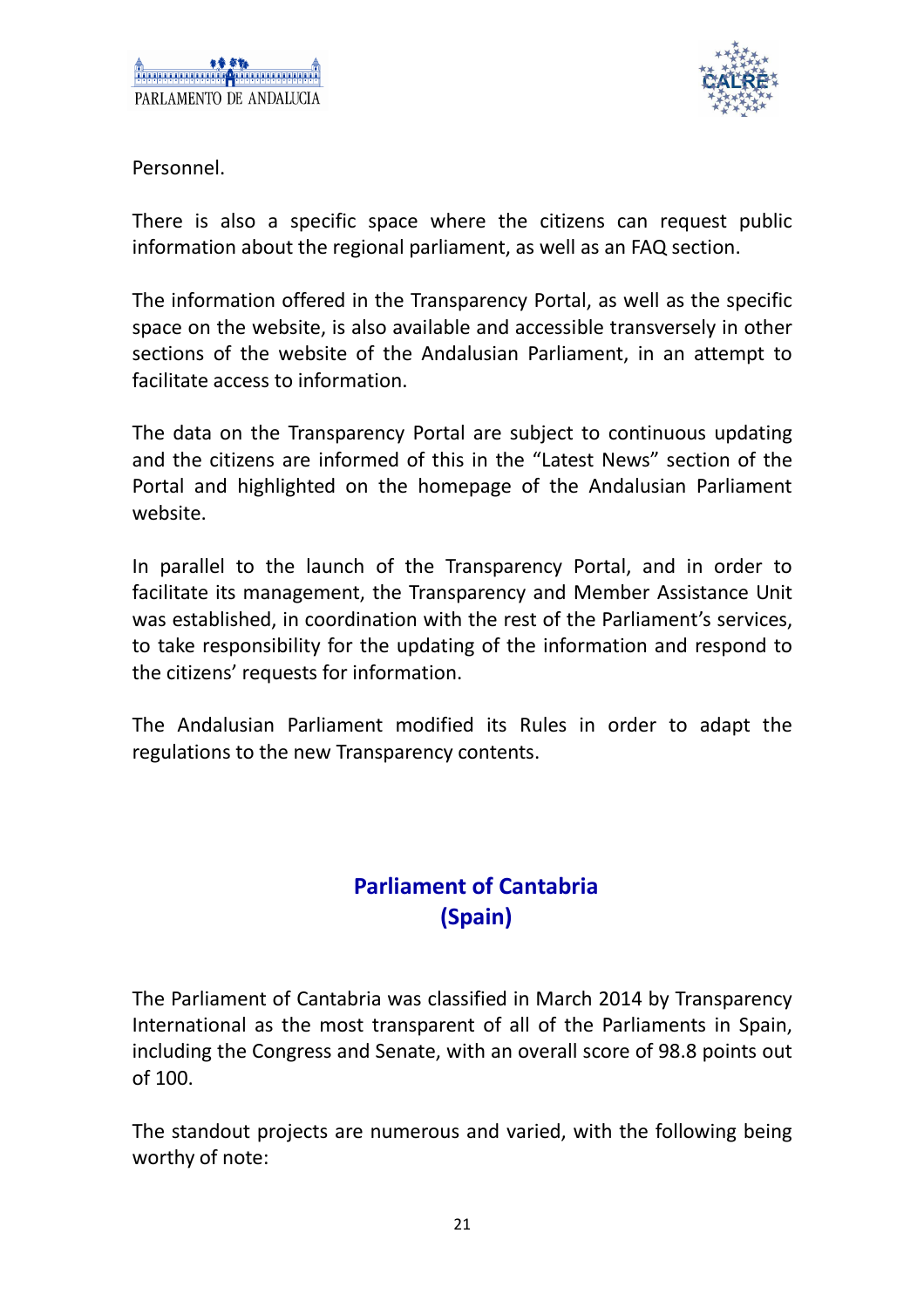Personnel.

There is also a specific space where the citizens can request public information about the regional parliament, as well as an FAQ section.

The information offered in the Transparency Portal, as well as the specific space on the website, is also available and accessible transversely in other sections of the website of the Andalusian Parliament, in an attempt to facilitate access to information.

The data on the Transparency Portal are subject to continuous updating and the citizens are informed of this in the “Latest News” section of the Portal and highlighted on the homepage of the Andalusian Parliament website.

In parallel to the launch of the Transparency Portal, and in order to facilitate its management, the Transparency and Member Assistance Unit was established, in coordination with the rest of the Parliament’s services, to take responsibility for the updating of the information and respond to the citizens’ requests for information.

The Andalusian Parliament modified its Rules in order to adapt the regulations to the new Transparency contents.

## Parliament of Cantabria (Spain)

The Parliament of Cantabria was classified in March 2014 by Transparency International as the most transparent of all of the Parliaments in Spain, including the Congress and Senate, with an overall score of 98.8 points out of 100.

The standout projects are numerous and varied, with the following being worthy of note: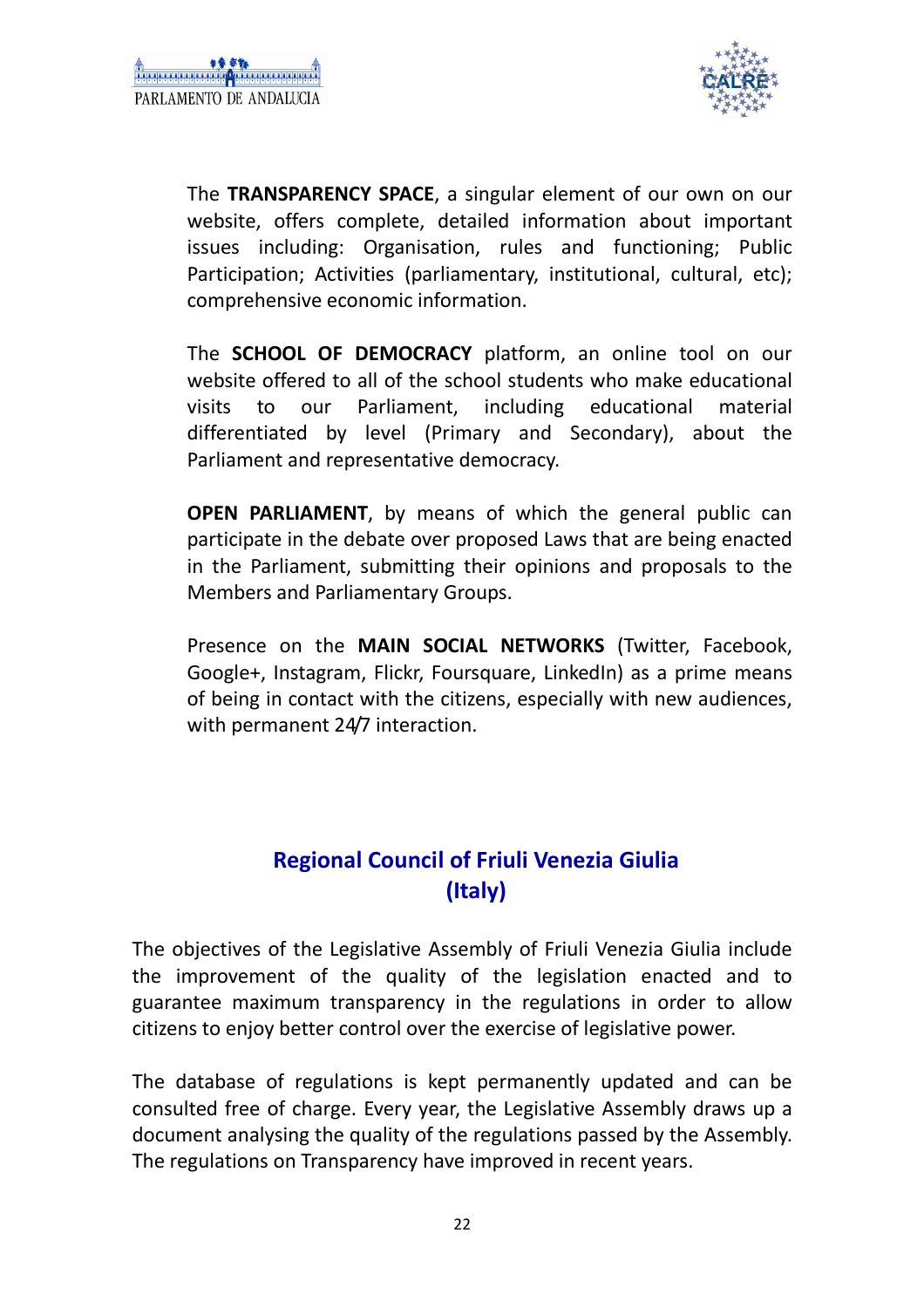The **TRANSPARENCY SPACE**, a singular element of our own on our website, offers complete, detailed information about important issues including: Organisation, rules and functioning; Public Participation; Activities (parliamentary, institutional, cultural, etc); comprehensive economic information.

The **SCHOOL OF DEMOCRACY** platform, an online tool on our website offered to all of the school students who make educational visits to our Parliament, including educational material differentiated by level (Primary and Secondary), about the Parliament and representative democracy.

**OPEN PARLIAMENT**, by means of which the general public can participate in the debate over proposed Laws that are being enacted in the Parliament, submitting their opinions and proposals to the Members and Parliamentary Groups.

Presence on the **MAIN SOCIAL NETWORKS** (Twitter, Facebook, Google+, Instagram, Flickr, Foursquare, LinkedIn) as a prime means of being in contact with the citizens, especially with new audiences, with permanent 24/7 interaction.

## Regional Council of Friuli Venezia Giulia (Italy)

The objectives of the Legislative Assembly of Friuli Venezia Giulia include the improvement of the quality of the legislation enacted and to guarantee maximum transparency in the regulations in order to allow citizens to enjoy better control over the exercise of legislative power.

The database of regulations is kept permanently updated and can be consulted free of charge. Every year, the Legislative Assembly draws up a document analysing the quality of the regulations passed by the Assembly. The regulations on Transparency have improved in recent years.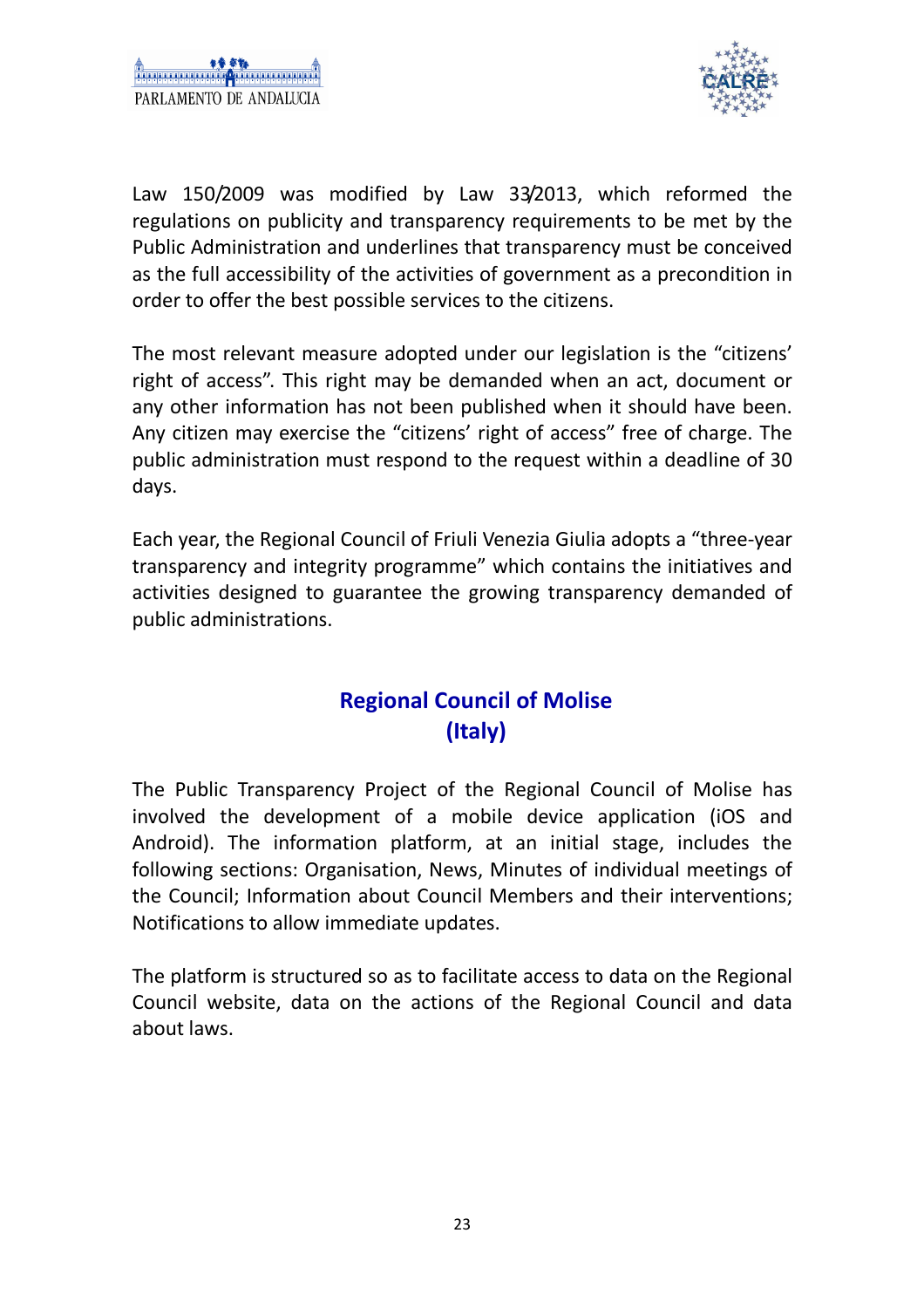Law 150/2009 was modified by Law 33/2013, which reformed the regulations on publicity and transparency requirements to be met by the Public Administration and underlines that transparency must be conceived as the full accessibility of the activities of government as a precondition in order to offer the best possible services to the citizens.

The most relevant measure adopted under our legislation is the “citizens' right of access”. This right may be demanded when an act, document or any other information has not been published when it should have been. Any citizen may exercise the “citizens' right of access” free of charge. The public administration must respond to the request within a deadline of 30 days.

Each year, the Regional Council of Friuli Venezia Giulia adopts a “three-year transparency and integrity programme” which contains the initiatives and activities designed to guarantee the growing transparency demanded of public administrations.

## Regional Council of Molise (Italy)

The Public Transparency Project of the Regional Council of Molise has involved the development of a mobile device application (iOS and Android). The information platform, at an initial stage, includes the following sections: Organisation, News, Minutes of individual meetings of the Council; Information about Council Members and their interventions; Notifications to allow immediate updates.

The platform is structured so as to facilitate access to data on the Regional Council website, data on the actions of the Regional Council and data about laws.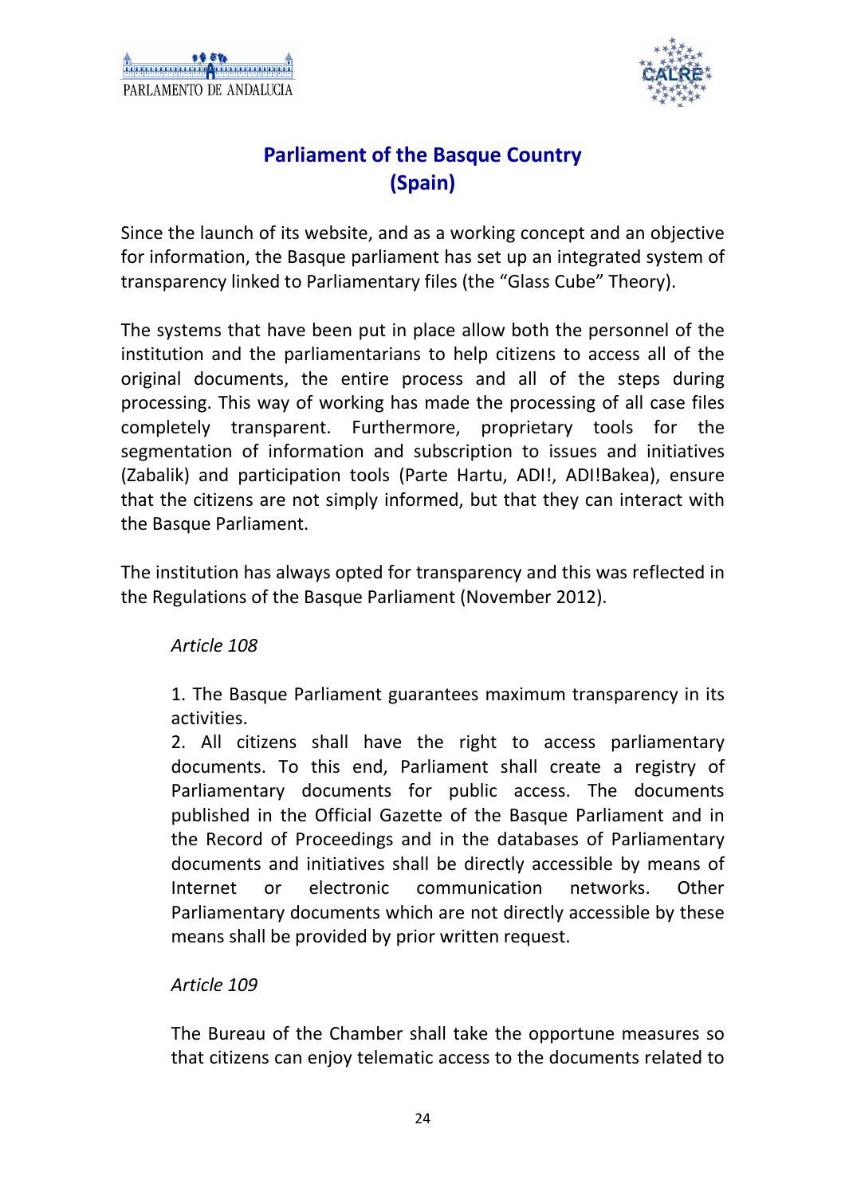## Parliament of the Basque Country (Spain)

Since the launch of its website, and as a working concept and an objective for information, the Basque parliament has set up an integrated system of transparency linked to Parliamentary files (the "Glass Cube" Theory).

The systems that have been put in place allow both the personnel of the institution and the parliamentarians to help citizens to access all of the original documents, the entire process and all of the steps during processing. This way of working has made the processing of all case files completely transparent. Furthermore, proprietary tools for the segmentation of information and subscription to issues and initiatives (Zabalik) and participation tools (Parte Hartu, ADI!, ADI!Bakea), ensure that the citizens are not simply informed, but that they can interact with the Basque Parliament.

The institution has always opted for transparency and this was reflected in the Regulations of the Basque Parliament (November 2012).

> *Article 108*
>
> 1. The Basque Parliament guarantees maximum transparency in its activities.
> 2. All citizens shall have the right to access parliamentary documents. To this end, Parliament shall create a registry of Parliamentary documents for public access. The documents published in the Official Gazette of the Basque Parliament and in the Record of Proceedings and in the databases of Parliamentary documents and initiatives shall be directly accessible by means of Internet or electronic communication networks. Other Parliamentary documents which are not directly accessible by these means shall be provided by prior written request.
>
> *Article 109*
>
> The Bureau of the Chamber shall take the opportune measures so that citizens can enjoy telematic access to the documents related to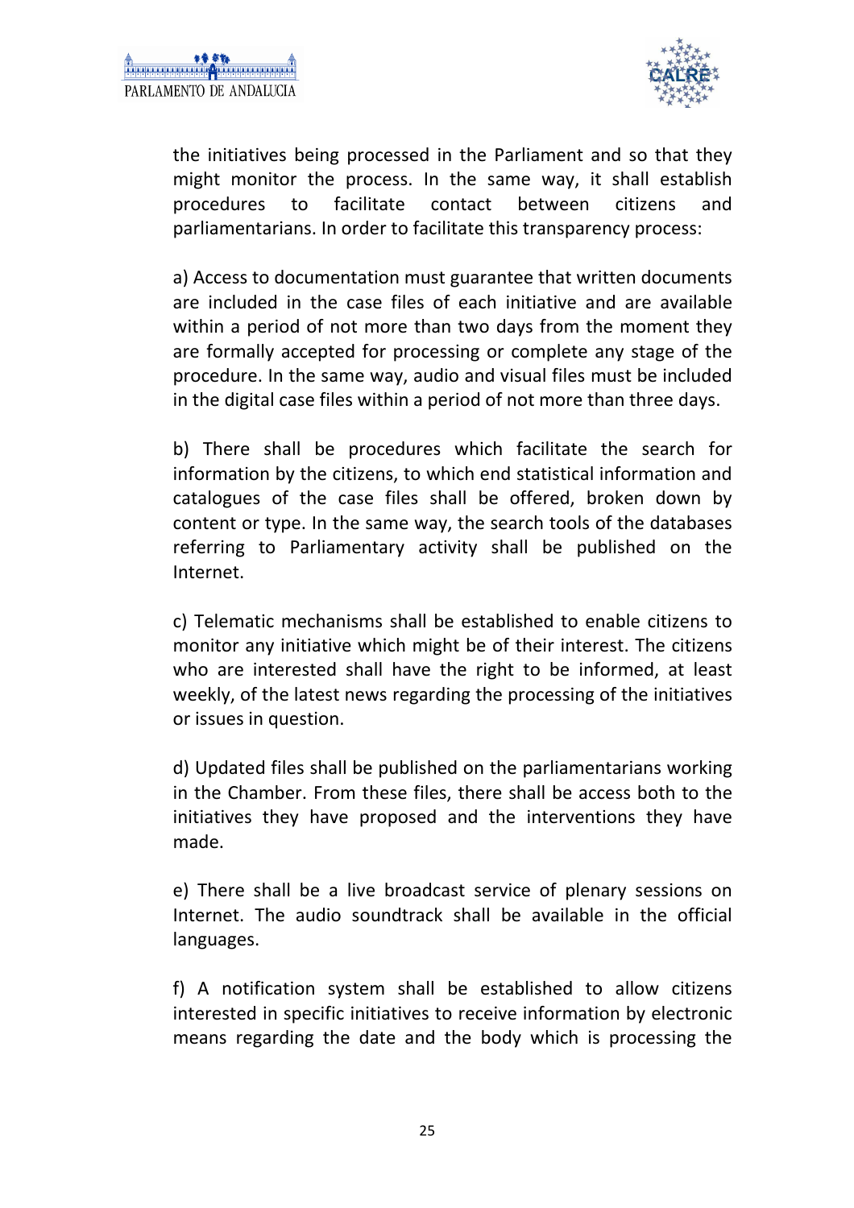the initiatives being processed in the Parliament and so that they might monitor the process. In the same way, it shall establish procedures to facilitate contact between citizens and parliamentarians. In order to facilitate this transparency process:

a) Access to documentation must guarantee that written documents are included in the case files of each initiative and are available within a period of not more than two days from the moment they are formally accepted for processing or complete any stage of the procedure. In the same way, audio and visual files must be included in the digital case files within a period of not more than three days.

b) There shall be procedures which facilitate the search for information by the citizens, to which end statistical information and catalogues of the case files shall be offered, broken down by content or type. In the same way, the search tools of the databases referring to Parliamentary activity shall be published on the Internet.

c) Telematic mechanisms shall be established to enable citizens to monitor any initiative which might be of their interest. The citizens who are interested shall have the right to be informed, at least weekly, of the latest news regarding the processing of the initiatives or issues in question.

d) Updated files shall be published on the parliamentarians working in the Chamber. From these files, there shall be access both to the initiatives they have proposed and the interventions they have made.

e) There shall be a live broadcast service of plenary sessions on Internet. The audio soundtrack shall be available in the official languages.

f) A notification system shall be established to allow citizens interested in specific initiatives to receive information by electronic means regarding the date and the body which is processing the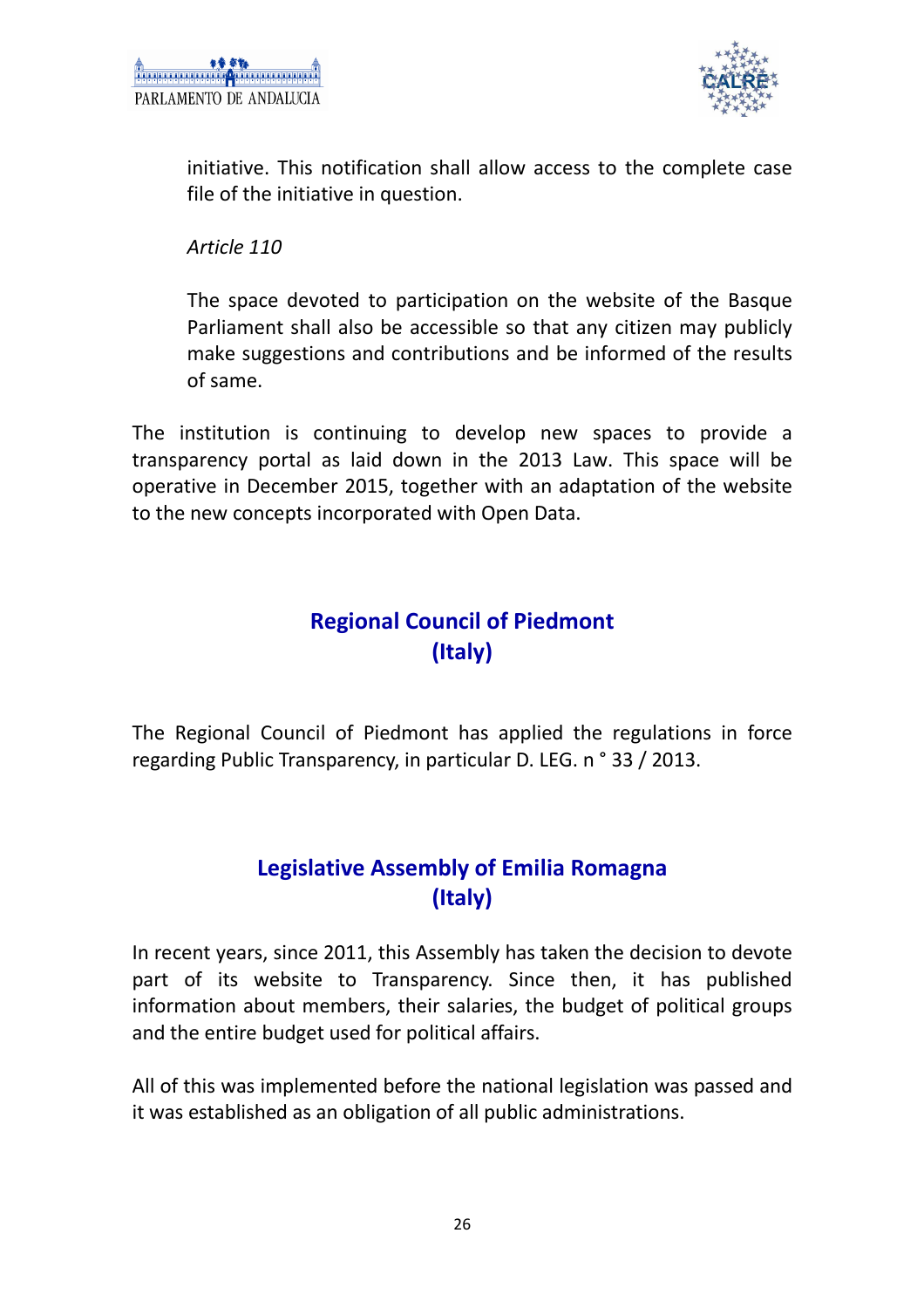initiative. This notification shall allow access to the complete case file of the initiative in question.

*Article 110*

The space devoted to participation on the website of the Basque Parliament shall also be accessible so that any citizen may publicly make suggestions and contributions and be informed of the results of same.

The institution is continuing to develop new spaces to provide a transparency portal as laid down in the 2013 Law. This space will be operative in December 2015, together with an adaptation of the website to the new concepts incorporated with Open Data.

## Regional Council of Piedmont (Italy)

The Regional Council of Piedmont has applied the regulations in force regarding Public Transparency, in particular D. LEG. n ° 33 / 2013.

## Legislative Assembly of Emilia Romagna (Italy)

In recent years, since 2011, this Assembly has taken the decision to devote part of its website to Transparency. Since then, it has published information about members, their salaries, the budget of political groups and the entire budget used for political affairs.

All of this was implemented before the national legislation was passed and it was established as an obligation of all public administrations.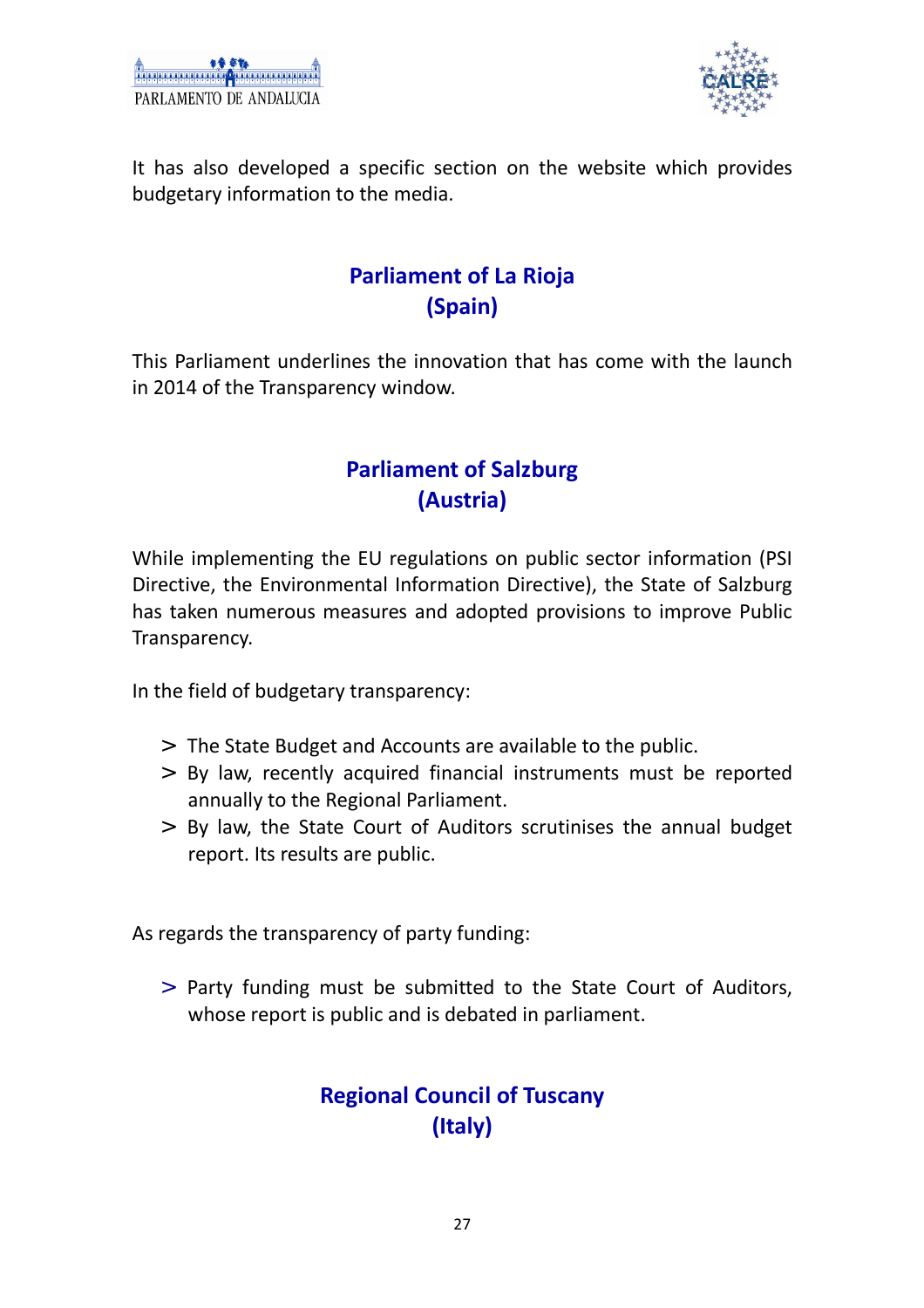It has also developed a specific section on the website which provides budgetary information to the media.

## Parliament of La Rioja (Spain)

This Parliament underlines the innovation that has come with the launch in 2014 of the Transparency window.

## Parliament of Salzburg (Austria)

While implementing the EU regulations on public sector information (PSI Directive, the Environmental Information Directive), the State of Salzburg has taken numerous measures and adopted provisions to improve Public Transparency.

In the field of budgetary transparency:

- The State Budget and Accounts are available to the public.
- By law, recently acquired financial instruments must be reported annually to the Regional Parliament.
- By law, the State Court of Auditors scrutinises the annual budget report. Its results are public.

As regards the transparency of party funding:

- Party funding must be submitted to the State Court of Auditors, whose report is public and is debated in parliament.

## Regional Council of Tuscany (Italy)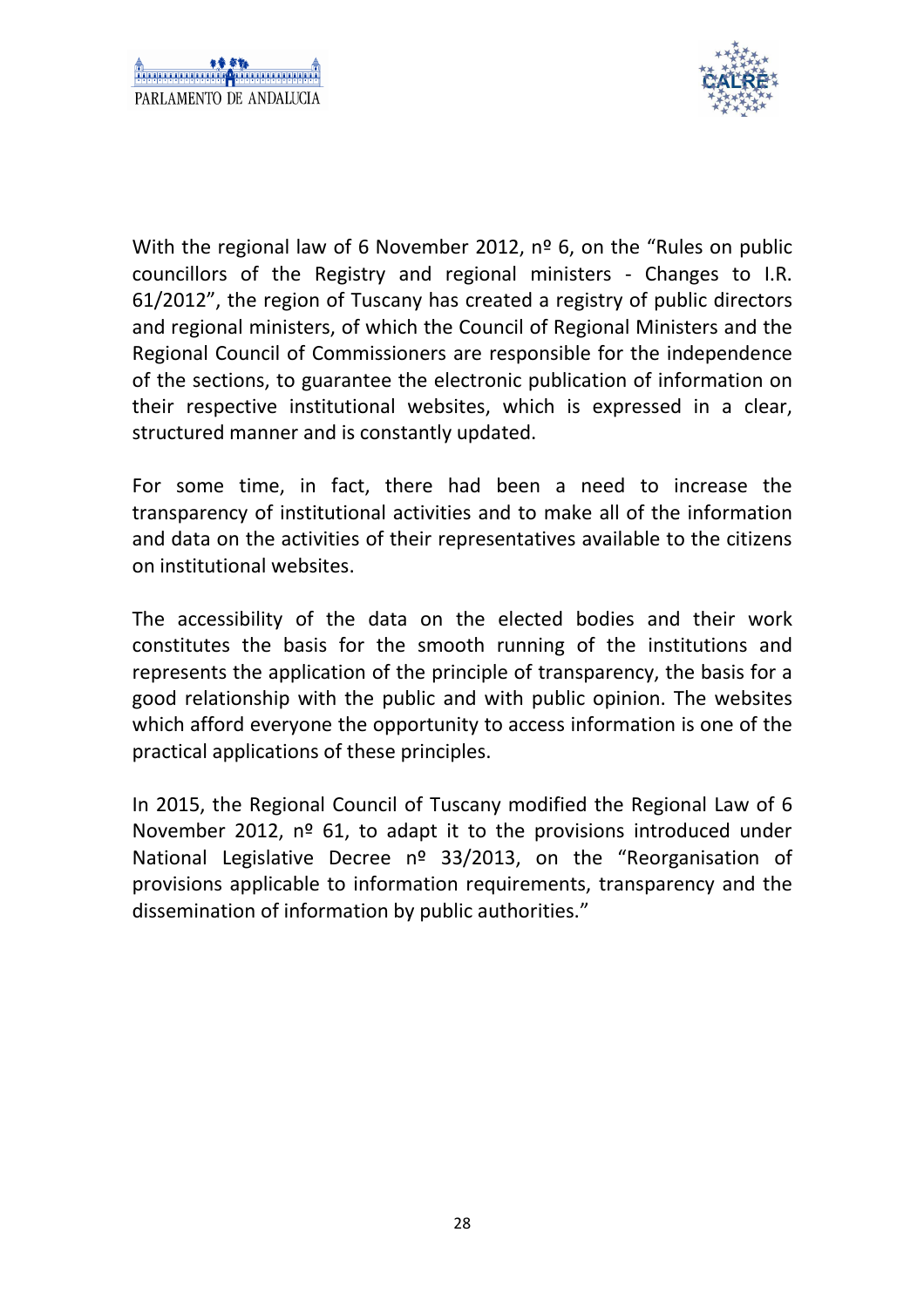With the regional law of 6 November 2012, nº 6, on the "Rules on public councillors of the Registry and regional ministers - Changes to I.R. 61/2012", the region of Tuscany has created a registry of public directors and regional ministers, of which the Council of Regional Ministers and the Regional Council of Commissioners are responsible for the independence of the sections, to guarantee the electronic publication of information on their respective institutional websites, which is expressed in a clear, structured manner and is constantly updated.

For some time, in fact, there had been a need to increase the transparency of institutional activities and to make all of the information and data on the activities of their representatives available to the citizens on institutional websites.

The accessibility of the data on the elected bodies and their work constitutes the basis for the smooth running of the institutions and represents the application of the principle of transparency, the basis for a good relationship with the public and with public opinion. The websites which afford everyone the opportunity to access information is one of the practical applications of these principles.

In 2015, the Regional Council of Tuscany modified the Regional Law of 6 November 2012, nº 61, to adapt it to the provisions introduced under National Legislative Decree nº 33/2013, on the "Reorganisation of provisions applicable to information requirements, transparency and the dissemination of information by public authorities."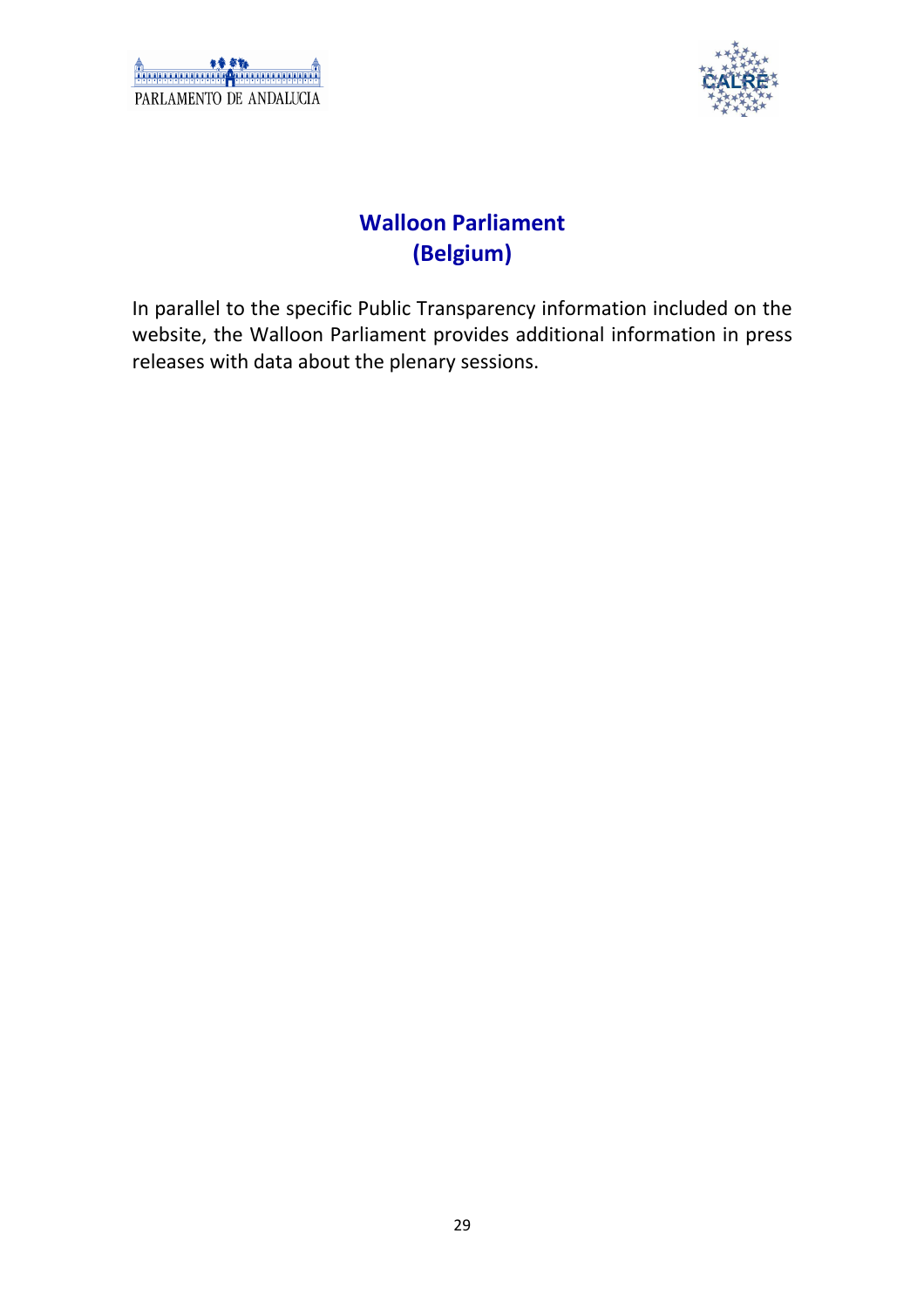## Walloon Parliament (Belgium)

In parallel to the specific Public Transparency information included on the website, the Walloon Parliament provides additional information in press releases with data about the plenary sessions.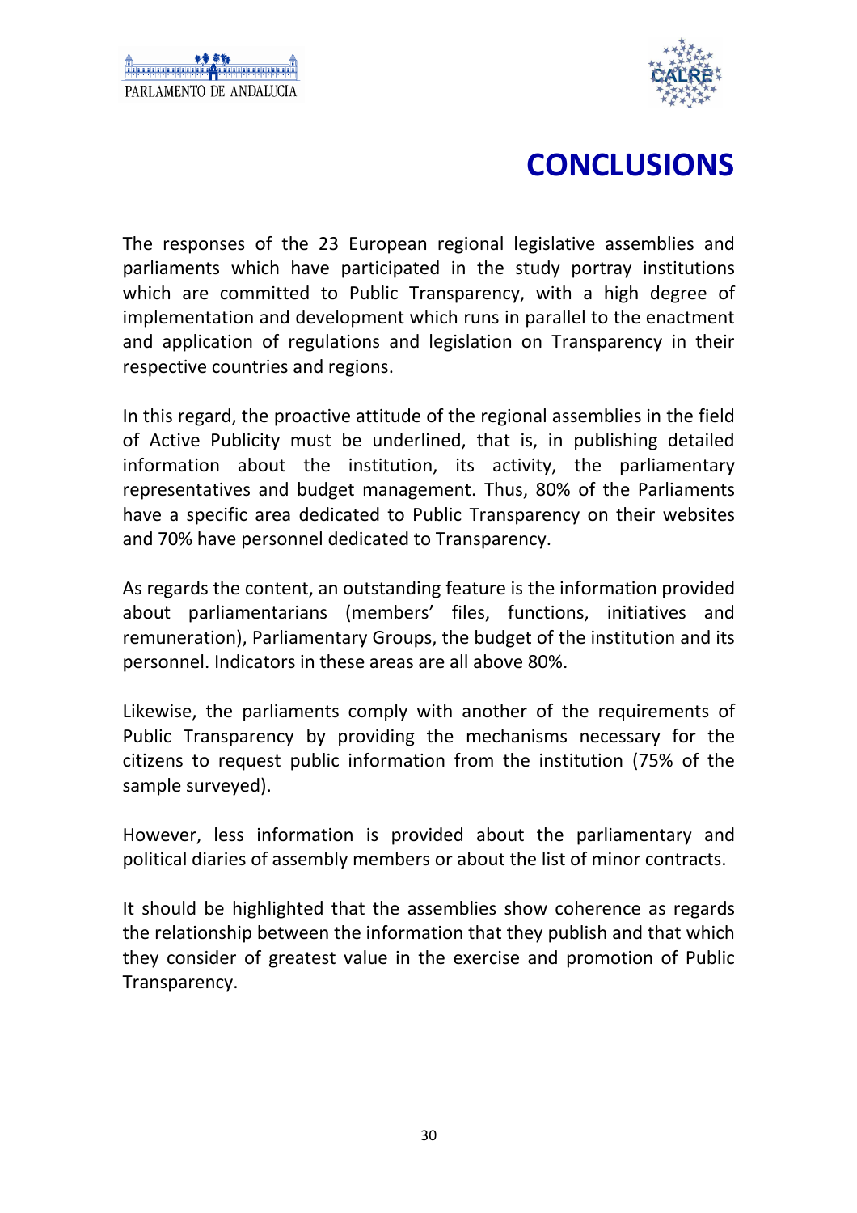# CONCLUSIONS

The responses of the 23 European regional legislative assemblies and parliaments which have participated in the study portray institutions which are committed to Public Transparency, with a high degree of implementation and development which runs in parallel to the enactment and application of regulations and legislation on Transparency in their respective countries and regions.

In this regard, the proactive attitude of the regional assemblies in the field of Active Publicity must be underlined, that is, in publishing detailed information about the institution, its activity, the parliamentary representatives and budget management. Thus, 80% of the Parliaments have a specific area dedicated to Public Transparency on their websites and 70% have personnel dedicated to Transparency.

As regards the content, an outstanding feature is the information provided about parliamentarians (members' files, functions, initiatives and remuneration), Parliamentary Groups, the budget of the institution and its personnel. Indicators in these areas are all above 80%.

Likewise, the parliaments comply with another of the requirements of Public Transparency by providing the mechanisms necessary for the citizens to request public information from the institution (75% of the sample surveyed).

However, less information is provided about the parliamentary and political diaries of assembly members or about the list of minor contracts.

It should be highlighted that the assemblies show coherence as regards the relationship between the information that they publish and that which they consider of greatest value in the exercise and promotion of Public Transparency.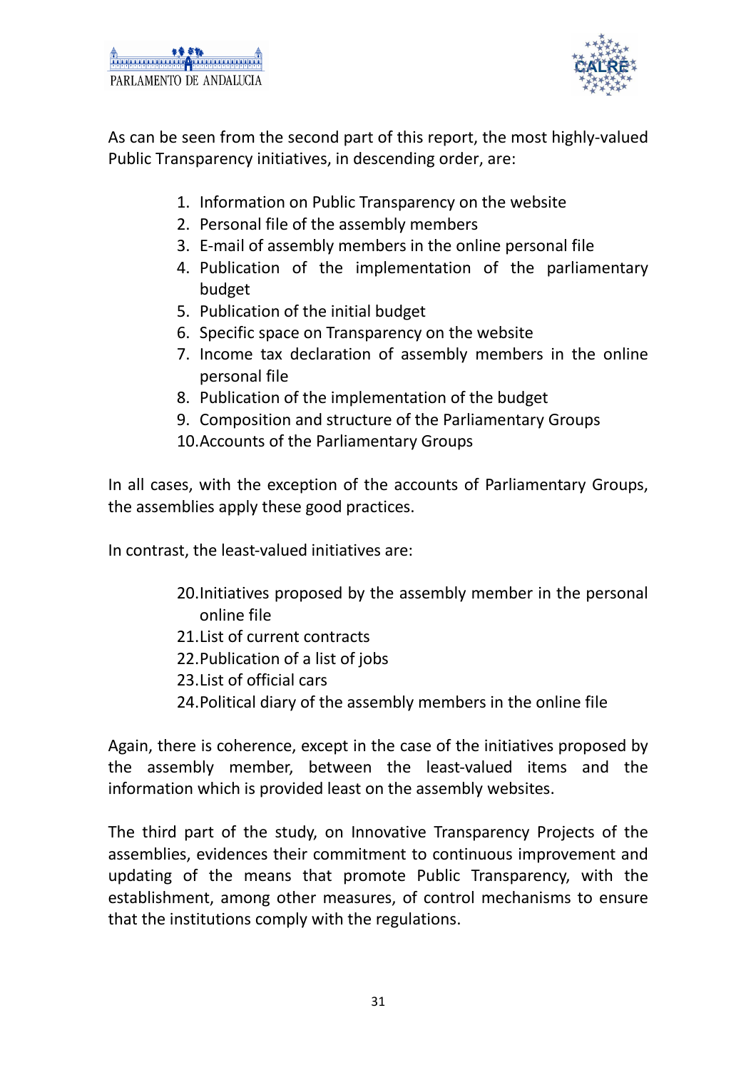As can be seen from the second part of this report, the most highly-valued Public Transparency initiatives, in descending order, are:

1. Information on Public Transparency on the website
2. Personal file of the assembly members
3. E-mail of assembly members in the online personal file
4. Publication of the implementation of the parliamentary budget
5. Publication of the initial budget
6. Specific space on Transparency on the website
7. Income tax declaration of assembly members in the online personal file
8. Publication of the implementation of the budget
9. Composition and structure of the Parliamentary Groups
10. Accounts of the Parliamentary Groups

In all cases, with the exception of the accounts of Parliamentary Groups, the assemblies apply these good practices.

In contrast, the least-valued initiatives are:

20. Initiatives proposed by the assembly member in the personal online file
21. List of current contracts
22. Publication of a list of jobs
23. List of official cars
24. Political diary of the assembly members in the online file

Again, there is coherence, except in the case of the initiatives proposed by the assembly member, between the least-valued items and the information which is provided least on the assembly websites.

The third part of the study, on Innovative Transparency Projects of the assemblies, evidences their commitment to continuous improvement and updating of the means that promote Public Transparency, with the establishment, among other measures, of control mechanisms to ensure that the institutions comply with the regulations.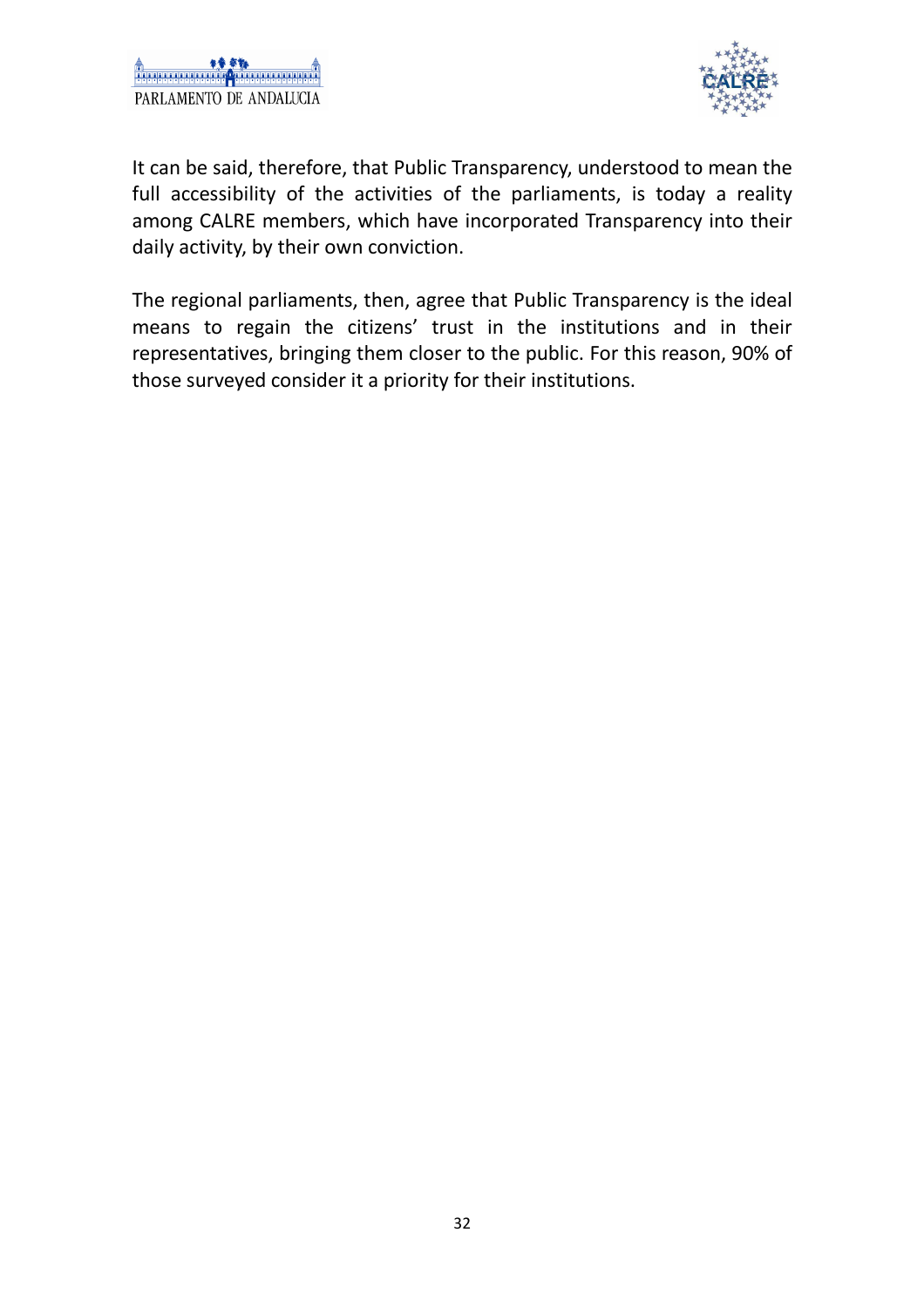It can be said, therefore, that Public Transparency, understood to mean the full accessibility of the activities of the parliaments, is today a reality among CALRE members, which have incorporated Transparency into their daily activity, by their own conviction.

The regional parliaments, then, agree that Public Transparency is the ideal means to regain the citizens' trust in the institutions and in their representatives, bringing them closer to the public. For this reason, 90% of those surveyed consider it a priority for their institutions.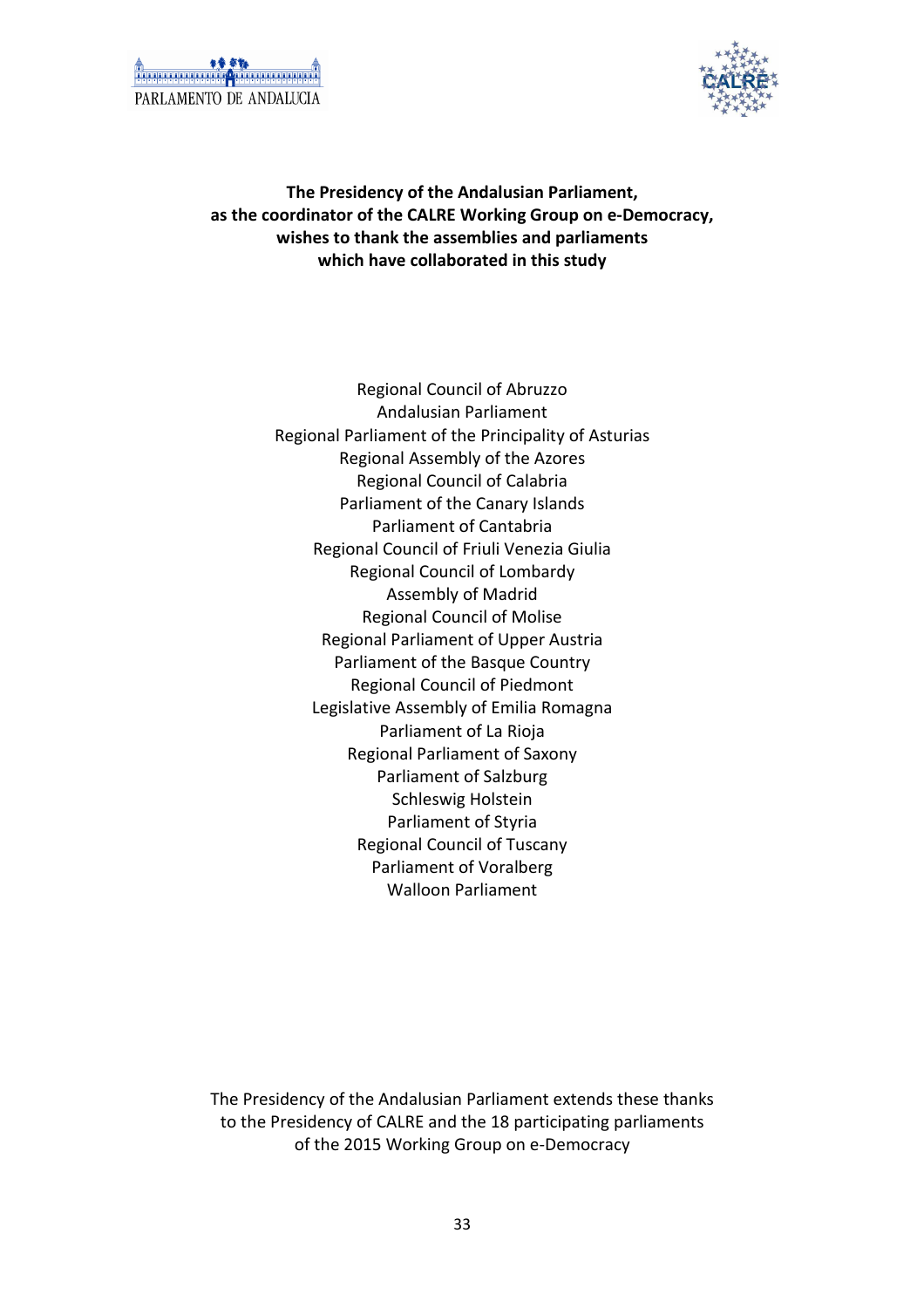**The Presidency of the Andalusian Parliament, as the coordinator of the CALRE Working Group on e-Democracy, wishes to thank the assemblies and parliaments which have collaborated in this study**

Regional Council of Abruzzo
Andalusian Parliament
Regional Parliament of the Principality of Asturias
Regional Assembly of the Azores
Regional Council of Calabria
Parliament of the Canary Islands
Parliament of Cantabria
Regional Council of Friuli Venezia Giulia
Regional Council of Lombardy
Assembly of Madrid
Regional Council of Molise
Regional Parliament of Upper Austria
Parliament of the Basque Country
Regional Council of Piedmont
Legislative Assembly of Emilia Romagna
Parliament of La Rioja
Regional Parliament of Saxony
Parliament of Salzburg
Schleswig Holstein
Parliament of Styria
Regional Council of Tuscany
Parliament of Voralberg
Walloon Parliament

The Presidency of the Andalusian Parliament extends these thanks to the Presidency of CALRE and the 18 participating parliaments of the 2015 Working Group on e-Democracy